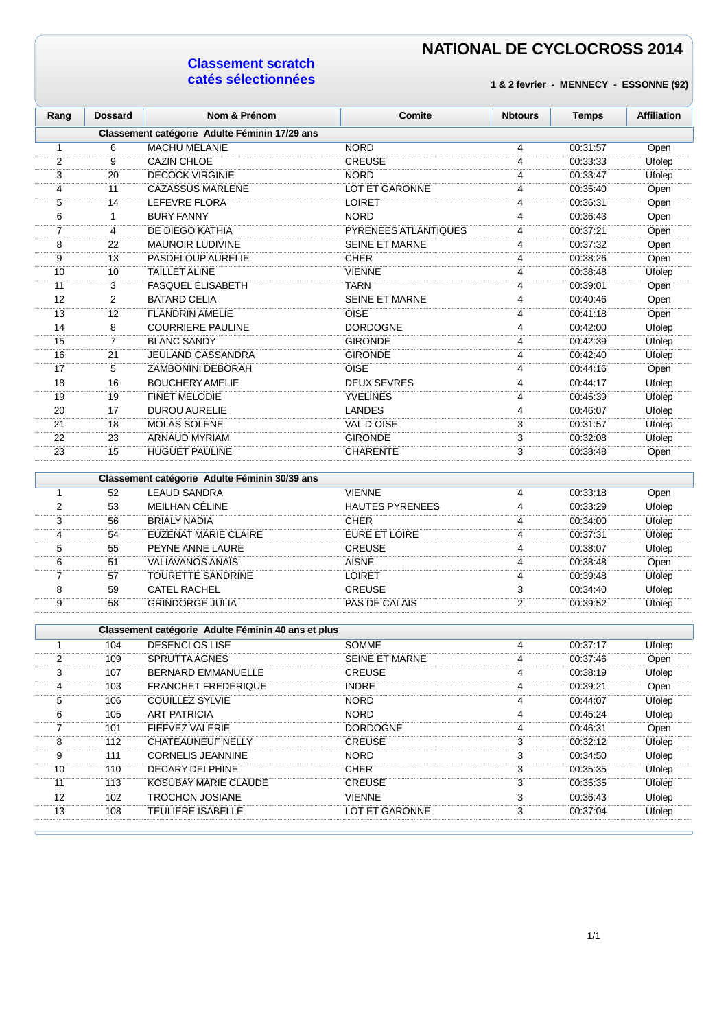# NATIONAL DE CYCLOCROSS 2014

## Classement scratch
## catés sélectionnées

**1 & 2 fevrier - MENNECY - ESSONNE (92)**

| Rang | Dossard | Nom & Prénom | Comite | Nbtours | Temps | Affiliation |
|---|---|---|---|---|---|---|
| | | **Classement catégorie Adulte Féminin 17/29 ans** | | | | |
| 1 | 6 | MACHU MÉLANIE | NORD | 4 | 00:31:57 | Open |
| 2 | 9 | CAZIN CHLOE | CREUSE | 4 | 00:33:33 | Ufolep |
| 3 | 20 | DECOCK VIRGINIE | NORD | 4 | 00:33:47 | Ufolep |
| 4 | 11 | CAZASSUS MARLENE | LOT ET GARONNE | 4 | 00:35:40 | Open |
| 5 | 14 | LEFEVRE FLORA | LOIRET | 4 | 00:36:31 | Open |
| 6 | 1 | BURY FANNY | NORD | 4 | 00:36:43 | Open |
| 7 | 4 | DE DIEGO KATHIA | PYRENEES ATLANTIQUES | 4 | 00:37:21 | Open |
| 8 | 22 | MAUNOIR LUDIVINE | SEINE ET MARNE | 4 | 00:37:32 | Open |
| 9 | 13 | PASDELOUP AURELIE | CHER | 4 | 00:38:26 | Open |
| 10 | 10 | TAILLET ALINE | VIENNE | 4 | 00:38:48 | Ufolep |
| 11 | 3 | FASQUEL ELISABETH | TARN | 4 | 00:39:01 | Open |
| 12 | 2 | BATARD CELIA | SEINE ET MARNE | 4 | 00:40:46 | Open |
| 13 | 12 | FLANDRIN AMELIE | OISE | 4 | 00:41:18 | Open |
| 14 | 8 | COURRIERE PAULINE | DORDOGNE | 4 | 00:42:00 | Ufolep |
| 15 | 7 | BLANC SANDY | GIRONDE | 4 | 00:42:39 | Ufolep |
| 16 | 21 | JEULAND CASSANDRA | GIRONDE | 4 | 00:42:40 | Ufolep |
| 17 | 5 | ZAMBONINI DEBORAH | OISE | 4 | 00:44:16 | Open |
| 18 | 16 | BOUCHERY AMELIE | DEUX SEVRES | 4 | 00:44:17 | Ufolep |
| 19 | 19 | FINET MELODIE | YVELINES | 4 | 00:45:39 | Ufolep |
| 20 | 17 | DUROU AURELIE | LANDES | 4 | 00:46:07 | Ufolep |
| 21 | 18 | MOLAS SOLENE | VAL D OISE | 3 | 00:31:57 | Ufolep |
| 22 | 23 | ARNAUD MYRIAM | GIRONDE | 3 | 00:32:08 | Ufolep |
| 23 | 15 | HUGUET PAULINE | CHARENTE | 3 | 00:38:48 | Open |
| | | **Classement catégorie Adulte Féminin 30/39 ans** | | | | |
| 1 | 52 | LEAUD SANDRA | VIENNE | 4 | 00:33:18 | Open |
| 2 | 53 | MEILHAN CÉLINE | HAUTES PYRENEES | 4 | 00:33:29 | Ufolep |
| 3 | 56 | BRIALY NADIA | CHER | 4 | 00:34:00 | Ufolep |
| 4 | 54 | EUZENAT MARIE CLAIRE | EURE ET LOIRE | 4 | 00:37:31 | Ufolep |
| 5 | 55 | PEYNE ANNE LAURE | CREUSE | 4 | 00:38:07 | Ufolep |
| 6 | 51 | VALIAVANOS ANAÏS | AISNE | 4 | 00:38:48 | Open |
| 7 | 57 | TOURETTE SANDRINE | LOIRET | 4 | 00:39:48 | Ufolep |
| 8 | 59 | CATEL RACHEL | CREUSE | 3 | 00:34:40 | Ufolep |
| 9 | 58 | GRINDORGE JULIA | PAS DE CALAIS | 2 | 00:39:52 | Ufolep |
| | | **Classement catégorie Adulte Féminin 40 ans et plus** | | | | |
| 1 | 104 | DESENCLOS LISE | SOMME | 4 | 00:37:17 | Ufolep |
| 2 | 109 | SPRUTTA AGNES | SEINE ET MARNE | 4 | 00:37:46 | Open |
| 3 | 107 | BERNARD EMMANUELLE | CREUSE | 4 | 00:38:19 | Ufolep |
| 4 | 103 | FRANCHET FREDERIQUE | INDRE | 4 | 00:39:21 | Open |
| 5 | 106 | COUILLEZ SYLVIE | NORD | 4 | 00:44:07 | Ufolep |
| 6 | 105 | ART PATRICIA | NORD | 4 | 00:45:24 | Ufolep |
| 7 | 101 | FIEFVEZ VALERIE | DORDOGNE | 4 | 00:46:31 | Open |
| 8 | 112 | CHATEAUNEUF NELLY | CREUSE | 3 | 00:32:12 | Ufolep |
| 9 | 111 | CORNELIS JEANNINE | NORD | 3 | 00:34:50 | Ufolep |
| 10 | 110 | DECARY DELPHINE | CHER | 3 | 00:35:35 | Ufolep |
| 11 | 113 | KOSUBAY MARIE CLAUDE | CREUSE | 3 | 00:35:35 | Ufolep |
| 12 | 102 | TROCHON JOSIANE | VIENNE | 3 | 00:36:43 | Ufolep |
| 13 | 108 | TEULIERE ISABELLE | LOT ET GARONNE | 3 | 00:37:04 | Ufolep |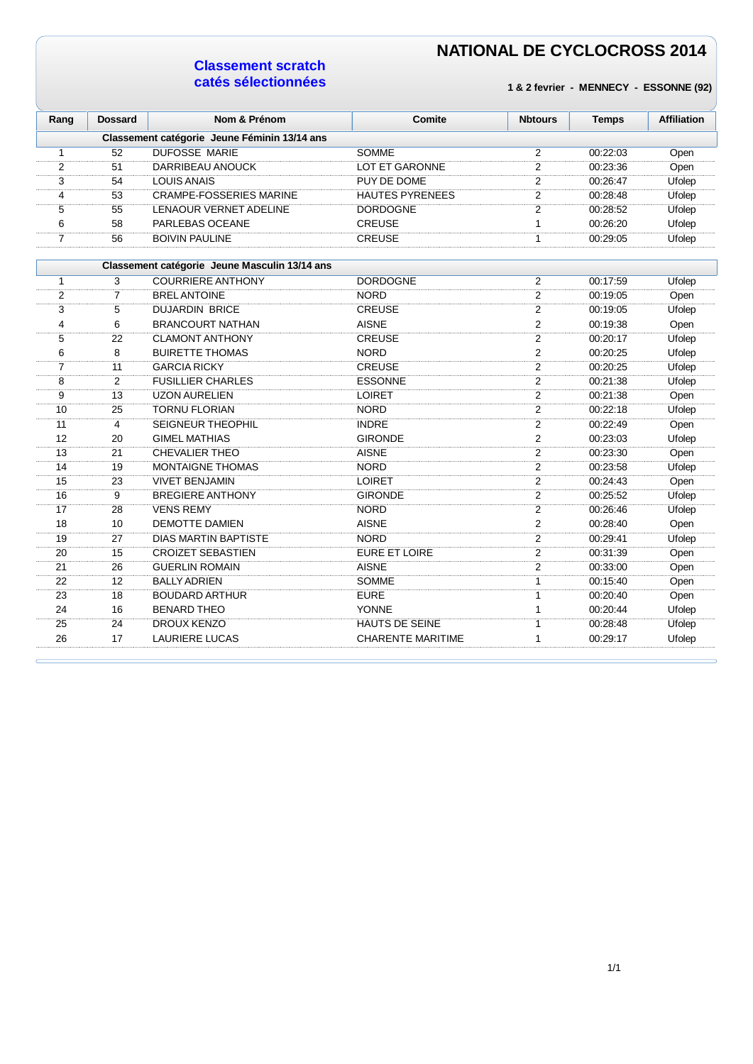# NATIONAL DE CYCLOCROSS 2014

**Classement scratch**
**catés sélectionnées**

**1 & 2 fevrier - MENNECY - ESSONNE (92)**

| Rang | Dossard | Nom & Prénom | Comite | Nbtours | Temps | Affiliation |
|---|---|---|---|---|---|---|
| **Classement catégorie Jeune Féminin 13/14 ans** | | | | | | |
| 1 | 52 | DUFOSSE MARIE | SOMME | 2 | 00:22:03 | Open |
| 2 | 51 | DARRIBEAU ANOUCK | LOT ET GARONNE | 2 | 00:23:36 | Open |
| 3 | 54 | LOUIS ANAIS | PUY DE DOME | 2 | 00:26:47 | Ufolep |
| 4 | 53 | CRAMPE-FOSSERIES MARINE | HAUTES PYRENEES | 2 | 00:28:48 | Ufolep |
| 5 | 55 | LENAOUR VERNET ADELINE | DORDOGNE | 2 | 00:28:52 | Ufolep |
| 6 | 58 | PARLEBAS OCEANE | CREUSE | 1 | 00:26:20 | Ufolep |
| 7 | 56 | BOIVIN PAULINE | CREUSE | 1 | 00:29:05 | Ufolep |
| **Classement catégorie Jeune Masculin 13/14 ans** | | | | | | |
| 1 | 3 | COURRIERE ANTHONY | DORDOGNE | 2 | 00:17:59 | Ufolep |
| 2 | 7 | BREL ANTOINE | NORD | 2 | 00:19:05 | Open |
| 3 | 5 | DUJARDIN BRICE | CREUSE | 2 | 00:19:05 | Ufolep |
| 4 | 6 | BRANCOURT NATHAN | AISNE | 2 | 00:19:38 | Open |
| 5 | 22 | CLAMONT ANTHONY | CREUSE | 2 | 00:20:17 | Ufolep |
| 6 | 8 | BUIRETTE THOMAS | NORD | 2 | 00:20:25 | Ufolep |
| 7 | 11 | GARCIA RICKY | CREUSE | 2 | 00:20:25 | Ufolep |
| 8 | 2 | FUSILLIER CHARLES | ESSONNE | 2 | 00:21:38 | Ufolep |
| 9 | 13 | UZON AURELIEN | LOIRET | 2 | 00:21:38 | Open |
| 10 | 25 | TORNU FLORIAN | NORD | 2 | 00:22:18 | Ufolep |
| 11 | 4 | SEIGNEUR THEOPHIL | INDRE | 2 | 00:22:49 | Open |
| 12 | 20 | GIMEL MATHIAS | GIRONDE | 2 | 00:23:03 | Ufolep |
| 13 | 21 | CHEVALIER THEO | AISNE | 2 | 00:23:30 | Open |
| 14 | 19 | MONTAIGNE THOMAS | NORD | 2 | 00:23:58 | Ufolep |
| 15 | 23 | VIVET BENJAMIN | LOIRET | 2 | 00:24:43 | Open |
| 16 | 9 | BREGIERE ANTHONY | GIRONDE | 2 | 00:25:52 | Ufolep |
| 17 | 28 | VENS REMY | NORD | 2 | 00:26:46 | Ufolep |
| 18 | 10 | DEMOTTE DAMIEN | AISNE | 2 | 00:28:40 | Open |
| 19 | 27 | DIAS MARTIN BAPTISTE | NORD | 2 | 00:29:41 | Ufolep |
| 20 | 15 | CROIZET SEBASTIEN | EURE ET LOIRE | 2 | 00:31:39 | Open |
| 21 | 26 | GUERLIN ROMAIN | AISNE | 2 | 00:33:00 | Open |
| 22 | 12 | BALLY ADRIEN | SOMME | 1 | 00:15:40 | Open |
| 23 | 18 | BOUDARD ARTHUR | EURE | 1 | 00:20:40 | Open |
| 24 | 16 | BENARD THEO | YONNE | 1 | 00:20:44 | Ufolep |
| 25 | 24 | DROUX KENZO | HAUTS DE SEINE | 1 | 00:28:48 | Ufolep |
| 26 | 17 | LAURIERE LUCAS | CHARENTE MARITIME | 1 | 00:29:17 | Ufolep |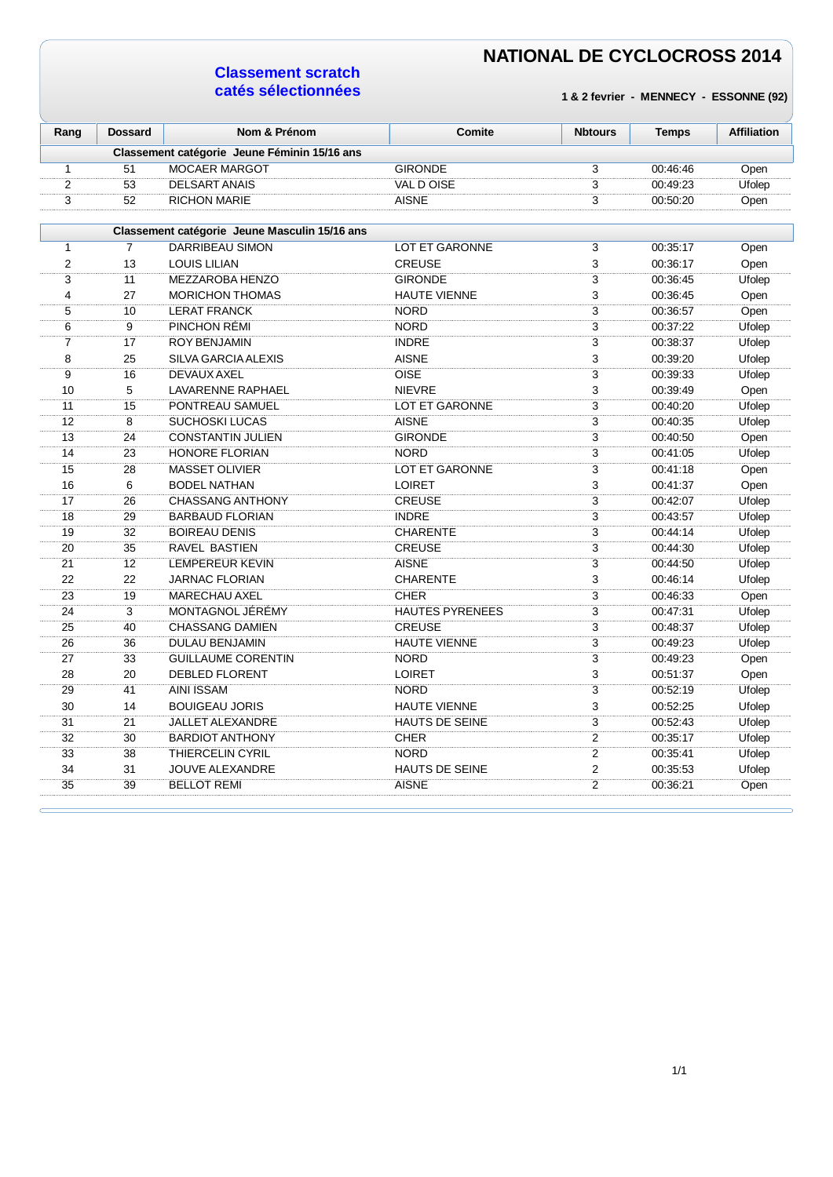# NATIONAL DE CYCLOCROSS 2014

## Classement scratch catés sélectionnées

**1 & 2 fevrier - MENNECY - ESSONNE (92)**

| Rang | Dossard | Nom & Prénom | Comite | Nbtours | Temps | Affiliation |
|---|---|---|---|---|---|---|
| | | **Classement catégorie Jeune Féminin 15/16 ans** | | | | |
| 1 | 51 | MOCAER MARGOT | GIRONDE | 3 | 00:46:46 | Open |
| 2 | 53 | DELSART ANAIS | VAL D OISE | 3 | 00:49:23 | Ufolep |
| 3 | 52 | RICHON MARIE | AISNE | 3 | 00:50:20 | Open |
| | | **Classement catégorie Jeune Masculin 15/16 ans** | | | | |
| 1 | 7 | DARRIBEAU SIMON | LOT ET GARONNE | 3 | 00:35:17 | Open |
| 2 | 13 | LOUIS LILIAN | CREUSE | 3 | 00:36:17 | Open |
| 3 | 11 | MEZZAROBA HENZO | GIRONDE | 3 | 00:36:45 | Ufolep |
| 4 | 27 | MORICHON THOMAS | HAUTE VIENNE | 3 | 00:36:45 | Open |
| 5 | 10 | LERAT FRANCK | NORD | 3 | 00:36:57 | Open |
| 6 | 9 | PINCHON RÉMI | NORD | 3 | 00:37:22 | Ufolep |
| 7 | 17 | ROY BENJAMIN | INDRE | 3 | 00:38:37 | Ufolep |
| 8 | 25 | SILVA GARCIA ALEXIS | AISNE | 3 | 00:39:20 | Ufolep |
| 9 | 16 | DEVAUX AXEL | OISE | 3 | 00:39:33 | Ufolep |
| 10 | 5 | LAVARENNE RAPHAEL | NIEVRE | 3 | 00:39:49 | Open |
| 11 | 15 | PONTREAU SAMUEL | LOT ET GARONNE | 3 | 00:40:20 | Ufolep |
| 12 | 8 | SUCHOSKI LUCAS | AISNE | 3 | 00:40:35 | Ufolep |
| 13 | 24 | CONSTANTIN JULIEN | GIRONDE | 3 | 00:40:50 | Open |
| 14 | 23 | HONORE FLORIAN | NORD | 3 | 00:41:05 | Ufolep |
| 15 | 28 | MASSET OLIVIER | LOT ET GARONNE | 3 | 00:41:18 | Open |
| 16 | 6 | BODEL NATHAN | LOIRET | 3 | 00:41:37 | Open |
| 17 | 26 | CHASSANG ANTHONY | CREUSE | 3 | 00:42:07 | Ufolep |
| 18 | 29 | BARBAUD FLORIAN | INDRE | 3 | 00:43:57 | Ufolep |
| 19 | 32 | BOIREAU DENIS | CHARENTE | 3 | 00:44:14 | Ufolep |
| 20 | 35 | RAVEL BASTIEN | CREUSE | 3 | 00:44:30 | Ufolep |
| 21 | 12 | LEMPEREUR KEVIN | AISNE | 3 | 00:44:50 | Ufolep |
| 22 | 22 | JARNAC FLORIAN | CHARENTE | 3 | 00:46:14 | Ufolep |
| 23 | 19 | MARECHAU AXEL | CHER | 3 | 00:46:33 | Open |
| 24 | 3 | MONTAGNOL JÉRÉMY | HAUTES PYRENEES | 3 | 00:47:31 | Ufolep |
| 25 | 40 | CHASSANG DAMIEN | CREUSE | 3 | 00:48:37 | Ufolep |
| 26 | 36 | DULAU BENJAMIN | HAUTE VIENNE | 3 | 00:49:23 | Ufolep |
| 27 | 33 | GUILLAUME CORENTIN | NORD | 3 | 00:49:23 | Open |
| 28 | 20 | DEBLED FLORENT | LOIRET | 3 | 00:51:37 | Open |
| 29 | 41 | AINI ISSAM | NORD | 3 | 00:52:19 | Ufolep |
| 30 | 14 | BOUIGEAU JORIS | HAUTE VIENNE | 3 | 00:52:25 | Ufolep |
| 31 | 21 | JALLET ALEXANDRE | HAUTS DE SEINE | 3 | 00:52:43 | Ufolep |
| 32 | 30 | BARDIOT ANTHONY | CHER | 2 | 00:35:17 | Ufolep |
| 33 | 38 | THIERCELIN CYRIL | NORD | 2 | 00:35:41 | Ufolep |
| 34 | 31 | JOUVE ALEXANDRE | HAUTS DE SEINE | 2 | 00:35:53 | Ufolep |
| 35 | 39 | BELLOT REMI | AISNE | 2 | 00:36:21 | Open |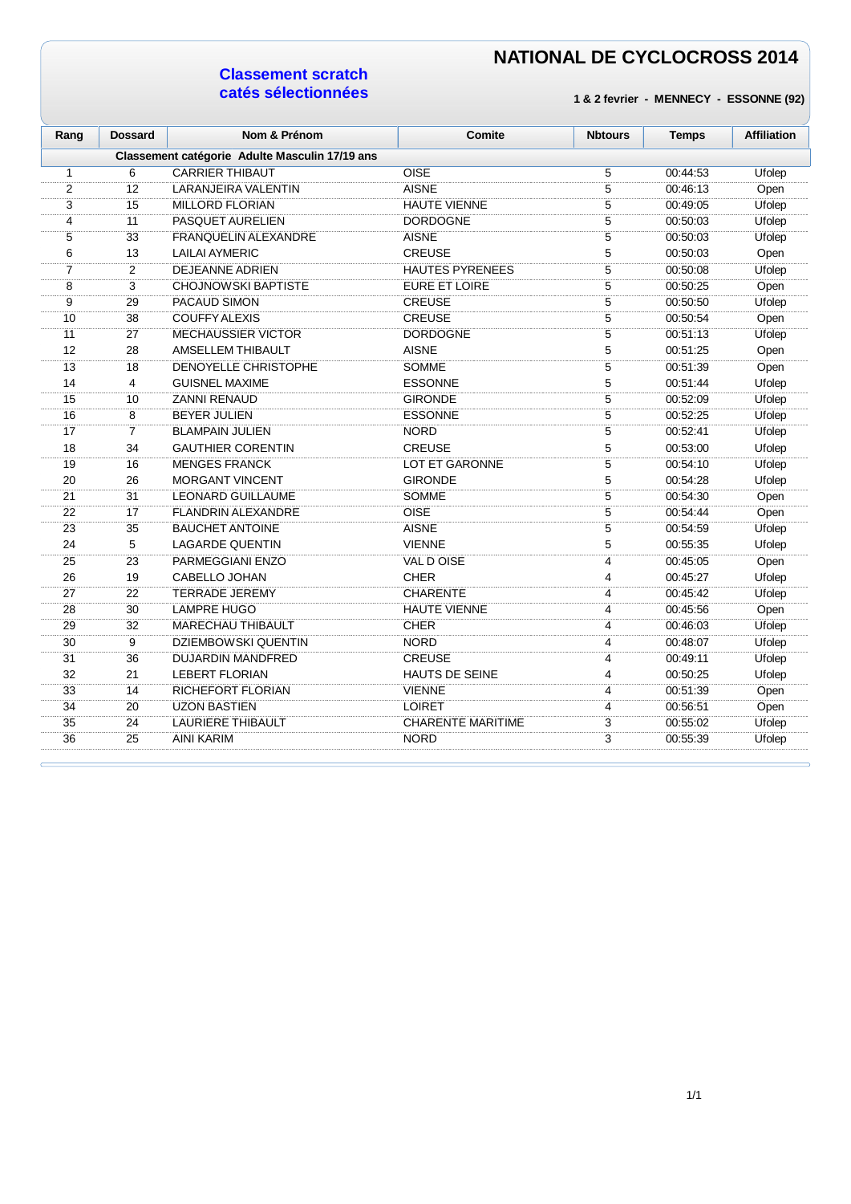# NATIONAL DE CYCLOCROSS 2014

## Classement scratch
## catés sélectionnées

**1 & 2 fevrier - MENNECY - ESSONNE (92)**

| Rang | Dossard | Nom & Prénom | Comite | Nbtours | Temps | Affiliation |
|---|---|---|---|---|---|---|
| **Classement catégorie Adulte Masculin 17/19 ans** | | | | | | |
| 1 | 6 | CARRIER THIBAUT | OISE | 5 | 00:44:53 | Ufolep |
| 2 | 12 | LARANJEIRA VALENTIN | AISNE | 5 | 00:46:13 | Open |
| 3 | 15 | MILLORD FLORIAN | HAUTE VIENNE | 5 | 00:49:05 | Ufolep |
| 4 | 11 | PASQUET AURELIEN | DORDOGNE | 5 | 00:50:03 | Ufolep |
| 5 | 33 | FRANQUELIN ALEXANDRE | AISNE | 5 | 00:50:03 | Ufolep |
| 6 | 13 | LAILAI AYMERIC | CREUSE | 5 | 00:50:03 | Open |
| 7 | 2 | DEJEANNE ADRIEN | HAUTES PYRENEES | 5 | 00:50:08 | Ufolep |
| 8 | 3 | CHOJNOWSKI BAPTISTE | EURE ET LOIRE | 5 | 00:50:25 | Open |
| 9 | 29 | PACAUD SIMON | CREUSE | 5 | 00:50:50 | Ufolep |
| 10 | 38 | COUFFY ALEXIS | CREUSE | 5 | 00:50:54 | Open |
| 11 | 27 | MECHAUSSIER VICTOR | DORDOGNE | 5 | 00:51:13 | Ufolep |
| 12 | 28 | AMSELLEM THIBAULT | AISNE | 5 | 00:51:25 | Open |
| 13 | 18 | DENOYELLE CHRISTOPHE | SOMME | 5 | 00:51:39 | Open |
| 14 | 4 | GUISNEL MAXIME | ESSONNE | 5 | 00:51:44 | Ufolep |
| 15 | 10 | ZANNI RENAUD | GIRONDE | 5 | 00:52:09 | Ufolep |
| 16 | 8 | BEYER JULIEN | ESSONNE | 5 | 00:52:25 | Ufolep |
| 17 | 7 | BLAMPAIN JULIEN | NORD | 5 | 00:52:41 | Ufolep |
| 18 | 34 | GAUTHIER CORENTIN | CREUSE | 5 | 00:53:00 | Ufolep |
| 19 | 16 | MENGES FRANCK | LOT ET GARONNE | 5 | 00:54:10 | Ufolep |
| 20 | 26 | MORGANT VINCENT | GIRONDE | 5 | 00:54:28 | Ufolep |
| 21 | 31 | LEONARD GUILLAUME | SOMME | 5 | 00:54:30 | Open |
| 22 | 17 | FLANDRIN ALEXANDRE | OISE | 5 | 00:54:44 | Open |
| 23 | 35 | BAUCHET ANTOINE | AISNE | 5 | 00:54:59 | Ufolep |
| 24 | 5 | LAGARDE QUENTIN | VIENNE | 5 | 00:55:35 | Ufolep |
| 25 | 23 | PARMEGGIANI ENZO | VAL D OISE | 4 | 00:45:05 | Open |
| 26 | 19 | CABELLO JOHAN | CHER | 4 | 00:45:27 | Ufolep |
| 27 | 22 | TERRADE JEREMY | CHARENTE | 4 | 00:45:42 | Ufolep |
| 28 | 30 | LAMPRE HUGO | HAUTE VIENNE | 4 | 00:45:56 | Open |
| 29 | 32 | MARECHAU THIBAULT | CHER | 4 | 00:46:03 | Ufolep |
| 30 | 9 | DZIEMBOWSKI QUENTIN | NORD | 4 | 00:48:07 | Ufolep |
| 31 | 36 | DUJARDIN MANDFRED | CREUSE | 4 | 00:49:11 | Ufolep |
| 32 | 21 | LEBERT FLORIAN | HAUTS DE SEINE | 4 | 00:50:25 | Ufolep |
| 33 | 14 | RICHEFORT FLORIAN | VIENNE | 4 | 00:51:39 | Open |
| 34 | 20 | UZON BASTIEN | LOIRET | 4 | 00:56:51 | Open |
| 35 | 24 | LAURIERE THIBAULT | CHARENTE MARITIME | 3 | 00:55:02 | Ufolep |
| 36 | 25 | AINI KARIM | NORD | 3 | 00:55:39 | Ufolep |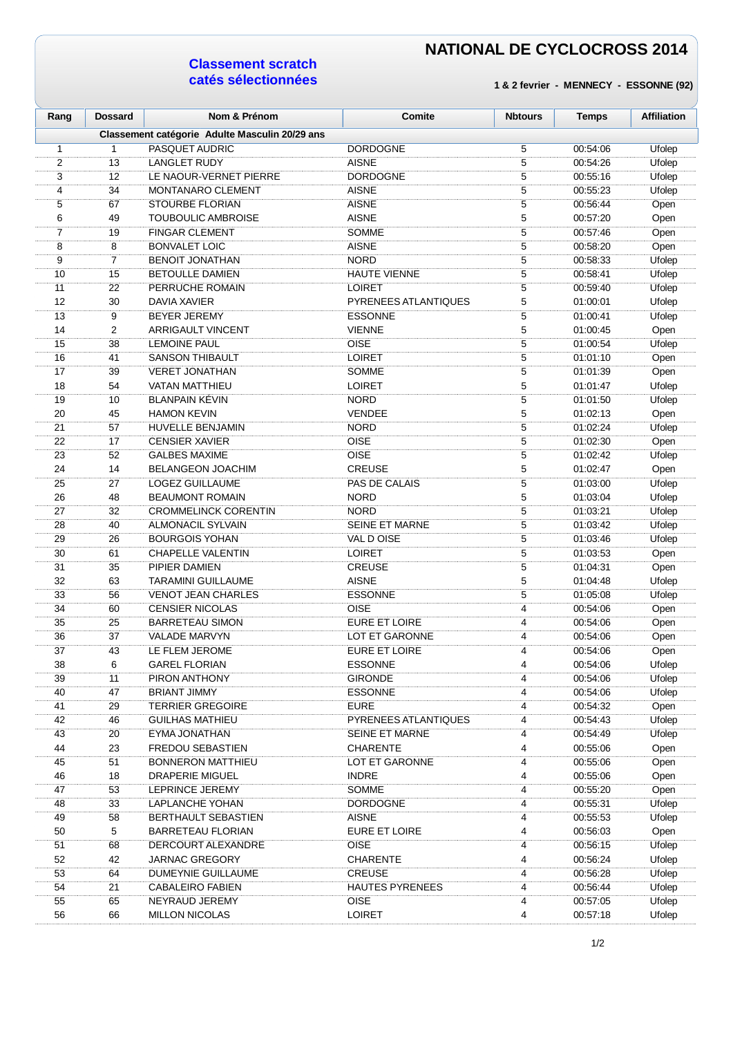# NATIONAL DE CYCLOCROSS 2014

## Classement scratch catés sélectionnées

**1 & 2 fevrier - MENNECY - ESSONNE (92)**

| Rang | Dossard | Nom & Prénom | Comite | Nbtours | Temps | Affiliation |
|---|---|---|---|---|---|---|
| **Classement catégorie Adulte Masculin 20/29 ans** | | | | | | |
| 1 | 1 | PASQUET AUDRIC | DORDOGNE | 5 | 00:54:06 | Ufolep |
| 2 | 13 | LANGLET RUDY | AISNE | 5 | 00:54:26 | Ufolep |
| 3 | 12 | LE NAOUR-VERNET PIERRE | DORDOGNE | 5 | 00:55:16 | Ufolep |
| 4 | 34 | MONTANARO CLEMENT | AISNE | 5 | 00:55:23 | Ufolep |
| 5 | 67 | STOURBE FLORIAN | AISNE | 5 | 00:56:44 | Open |
| 6 | 49 | TOUBOULIC AMBROISE | AISNE | 5 | 00:57:20 | Open |
| 7 | 19 | FINGAR CLEMENT | SOMME | 5 | 00:57:46 | Open |
| 8 | 8 | BONVALET LOIC | AISNE | 5 | 00:58:20 | Open |
| 9 | 7 | BENOIT JONATHAN | NORD | 5 | 00:58:33 | Ufolep |
| 10 | 15 | BETOULLE DAMIEN | HAUTE VIENNE | 5 | 00:58:41 | Ufolep |
| 11 | 22 | PERRUCHE ROMAIN | LOIRET | 5 | 00:59:40 | Ufolep |
| 12 | 30 | DAVIA XAVIER | PYRENEES ATLANTIQUES | 5 | 01:00:01 | Ufolep |
| 13 | 9 | BEYER JEREMY | ESSONNE | 5 | 01:00:41 | Ufolep |
| 14 | 2 | ARRIGAULT VINCENT | VIENNE | 5 | 01:00:45 | Open |
| 15 | 38 | LEMOINE PAUL | OISE | 5 | 01:00:54 | Ufolep |
| 16 | 41 | SANSON THIBAULT | LOIRET | 5 | 01:01:10 | Open |
| 17 | 39 | VERET JONATHAN | SOMME | 5 | 01:01:39 | Open |
| 18 | 54 | VATAN MATTHIEU | LOIRET | 5 | 01:01:47 | Ufolep |
| 19 | 10 | BLANPAIN KÉVIN | NORD | 5 | 01:01:50 | Ufolep |
| 20 | 45 | HAMON KEVIN | VENDEE | 5 | 01:02:13 | Open |
| 21 | 57 | HUVELLE BENJAMIN | NORD | 5 | 01:02:24 | Ufolep |
| 22 | 17 | CENSIER XAVIER | OISE | 5 | 01:02:30 | Open |
| 23 | 52 | GALBES MAXIME | OISE | 5 | 01:02:42 | Ufolep |
| 24 | 14 | BELANGEON JOACHIM | CREUSE | 5 | 01:02:47 | Open |
| 25 | 27 | LOGEZ GUILLAUME | PAS DE CALAIS | 5 | 01:03:00 | Ufolep |
| 26 | 48 | BEAUMONT ROMAIN | NORD | 5 | 01:03:04 | Ufolep |
| 27 | 32 | CROMMELINCK CORENTIN | NORD | 5 | 01:03:21 | Ufolep |
| 28 | 40 | ALMONACIL SYLVAIN | SEINE ET MARNE | 5 | 01:03:42 | Ufolep |
| 29 | 26 | BOURGOIS YOHAN | VAL D OISE | 5 | 01:03:46 | Ufolep |
| 30 | 61 | CHAPELLE VALENTIN | LOIRET | 5 | 01:03:53 | Open |
| 31 | 35 | PIPIER DAMIEN | CREUSE | 5 | 01:04:31 | Open |
| 32 | 63 | TARAMINI GUILLAUME | AISNE | 5 | 01:04:48 | Ufolep |
| 33 | 56 | VENOT JEAN CHARLES | ESSONNE | 5 | 01:05:08 | Ufolep |
| 34 | 60 | CENSIER NICOLAS | OISE | 4 | 00:54:06 | Open |
| 35 | 25 | BARRETEAU SIMON | EURE ET LOIRE | 4 | 00:54:06 | Open |
| 36 | 37 | VALADE MARVYN | LOT ET GARONNE | 4 | 00:54:06 | Open |
| 37 | 43 | LE FLEM JEROME | EURE ET LOIRE | 4 | 00:54:06 | Open |
| 38 | 6 | GAREL FLORIAN | ESSONNE | 4 | 00:54:06 | Ufolep |
| 39 | 11 | PIRON ANTHONY | GIRONDE | 4 | 00:54:06 | Ufolep |
| 40 | 47 | BRIANT JIMMY | ESSONNE | 4 | 00:54:06 | Ufolep |
| 41 | 29 | TERRIER GREGOIRE | EURE | 4 | 00:54:32 | Open |
| 42 | 46 | GUILHAS MATHIEU | PYRENEES ATLANTIQUES | 4 | 00:54:43 | Ufolep |
| 43 | 20 | EYMA JONATHAN | SEINE ET MARNE | 4 | 00:54:49 | Ufolep |
| 44 | 23 | FREDOU SEBASTIEN | CHARENTE | 4 | 00:55:06 | Open |
| 45 | 51 | BONNERON MATTHIEU | LOT ET GARONNE | 4 | 00:55:06 | Open |
| 46 | 18 | DRAPERIE MIGUEL | INDRE | 4 | 00:55:06 | Open |
| 47 | 53 | LEPRINCE JEREMY | SOMME | 4 | 00:55:20 | Open |
| 48 | 33 | LAPLANCHE YOHAN | DORDOGNE | 4 | 00:55:31 | Ufolep |
| 49 | 58 | BERTHAULT SEBASTIEN | AISNE | 4 | 00:55:53 | Ufolep |
| 50 | 5 | BARRETEAU FLORIAN | EURE ET LOIRE | 4 | 00:56:03 | Open |
| 51 | 68 | DERCOURT ALEXANDRE | OISE | 4 | 00:56:15 | Ufolep |
| 52 | 42 | JARNAC GREGORY | CHARENTE | 4 | 00:56:24 | Ufolep |
| 53 | 64 | DUMEYNIE GUILLAUME | CREUSE | 4 | 00:56:28 | Ufolep |
| 54 | 21 | CABALEIRO FABIEN | HAUTES PYRENEES | 4 | 00:56:44 | Ufolep |
| 55 | 65 | NEYRAUD JEREMY | OISE | 4 | 00:57:05 | Ufolep |
| 56 | 66 | MILLON NICOLAS | LOIRET | 4 | 00:57:18 | Ufolep |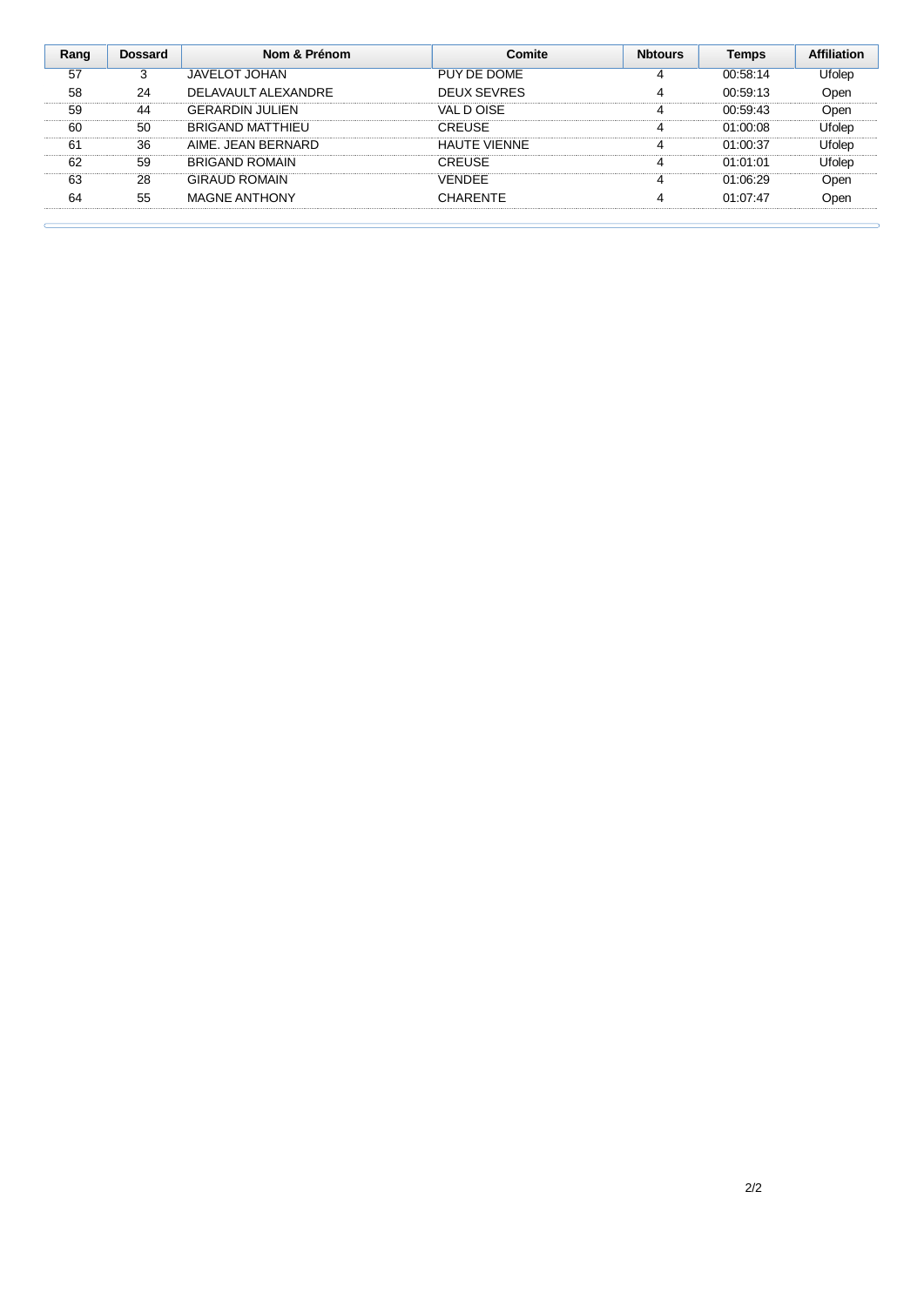| Rang | Dossard | Nom & Prénom | Comite | Nbtours | Temps | Affiliation |
|---|---|---|---|---|---|---|
| 57 | 3 | JAVELOT JOHAN | PUY DE DOME | 4 | 00:58:14 | Ufolep |
| 58 | 24 | DELAVAULT ALEXANDRE | DEUX SEVRES | 4 | 00:59:13 | Open |
| 59 | 44 | GERARDIN JULIEN | VAL D OISE | 4 | 00:59:43 | Open |
| 60 | 50 | BRIGAND MATTHIEU | CREUSE | 4 | 01:00:08 | Ufolep |
| 61 | 36 | AIME. JEAN BERNARD | HAUTE VIENNE | 4 | 01:00:37 | Ufolep |
| 62 | 59 | BRIGAND ROMAIN | CREUSE | 4 | 01:01:01 | Ufolep |
| 63 | 28 | GIRAUD ROMAIN | VENDEE | 4 | 01:06:29 | Open |
| 64 | 55 | MAGNE ANTHONY | CHARENTE | 4 | 01:07:47 | Open |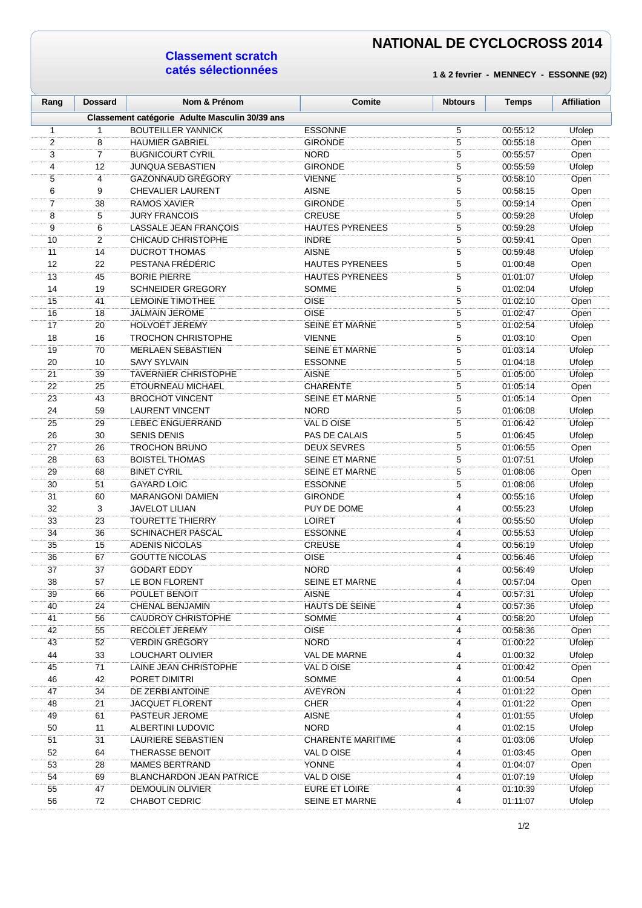# NATIONAL DE CYCLOCROSS 2014

## Classement scratch
## catés sélectionnées

**1 & 2 fevrier - MENNECY - ESSONNE (92)**

| Rang | Dossard | Nom & Prénom | Comite | Nbtours | Temps | Affiliation |
|---|---|---|---|---|---|---|
| **Classement catégorie Adulte Masculin 30/39 ans** | | | | | | |
| 1 | 1 | BOUTEILLER YANNICK | ESSONNE | 5 | 00:55:12 | Ufolep |
| 2 | 8 | HAUMIER GABRIEL | GIRONDE | 5 | 00:55:18 | Open |
| 3 | 7 | BUGNICOURT CYRIL | NORD | 5 | 00:55:57 | Open |
| 4 | 12 | JUNQUA SEBASTIEN | GIRONDE | 5 | 00:55:59 | Ufolep |
| 5 | 4 | GAZONNAUD GRÉGORY | VIENNE | 5 | 00:58:10 | Open |
| 6 | 9 | CHEVALIER LAURENT | AISNE | 5 | 00:58:15 | Open |
| 7 | 38 | RAMOS XAVIER | GIRONDE | 5 | 00:59:14 | Open |
| 8 | 5 | JURY FRANCOIS | CREUSE | 5 | 00:59:28 | Ufolep |
| 9 | 6 | LASSALE JEAN FRANÇOIS | HAUTES PYRENEES | 5 | 00:59:28 | Ufolep |
| 10 | 2 | CHICAUD CHRISTOPHE | INDRE | 5 | 00:59:41 | Open |
| 11 | 14 | DUCROT THOMAS | AISNE | 5 | 00:59:48 | Ufolep |
| 12 | 22 | PESTANA FRÉDÉRIC | HAUTES PYRENEES | 5 | 01:00:48 | Open |
| 13 | 45 | BORIE PIERRE | HAUTES PYRENEES | 5 | 01:01:07 | Ufolep |
| 14 | 19 | SCHNEIDER GREGORY | SOMME | 5 | 01:02:04 | Ufolep |
| 15 | 41 | LEMOINE TIMOTHEE | OISE | 5 | 01:02:10 | Open |
| 16 | 18 | JALMAIN JEROME | OISE | 5 | 01:02:47 | Open |
| 17 | 20 | HOLVOET JEREMY | SEINE ET MARNE | 5 | 01:02:54 | Ufolep |
| 18 | 16 | TROCHON CHRISTOPHE | VIENNE | 5 | 01:03:10 | Open |
| 19 | 70 | MERLAEN SEBASTIEN | SEINE ET MARNE | 5 | 01:03:14 | Ufolep |
| 20 | 10 | SAVY SYLVAIN | ESSONNE | 5 | 01:04:18 | Ufolep |
| 21 | 39 | TAVERNIER CHRISTOPHE | AISNE | 5 | 01:05:00 | Ufolep |
| 22 | 25 | ETOURNEAU MICHAEL | CHARENTE | 5 | 01:05:14 | Open |
| 23 | 43 | BROCHOT VINCENT | SEINE ET MARNE | 5 | 01:05:14 | Open |
| 24 | 59 | LAURENT VINCENT | NORD | 5 | 01:06:08 | Ufolep |
| 25 | 29 | LEBEC ENGUERRAND | VAL D OISE | 5 | 01:06:42 | Ufolep |
| 26 | 30 | SENIS DENIS | PAS DE CALAIS | 5 | 01:06:45 | Ufolep |
| 27 | 26 | TROCHON BRUNO | DEUX SEVRES | 5 | 01:06:55 | Open |
| 28 | 63 | BOISTEL THOMAS | SEINE ET MARNE | 5 | 01:07:51 | Ufolep |
| 29 | 68 | BINET CYRIL | SEINE ET MARNE | 5 | 01:08:06 | Open |
| 30 | 51 | GAYARD LOIC | ESSONNE | 5 | 01:08:06 | Ufolep |
| 31 | 60 | MARANGONI DAMIEN | GIRONDE | 4 | 00:55:16 | Ufolep |
| 32 | 3 | JAVELOT LILIAN | PUY DE DOME | 4 | 00:55:23 | Ufolep |
| 33 | 23 | TOURETTE THIERRY | LOIRET | 4 | 00:55:50 | Ufolep |
| 34 | 36 | SCHINACHER PASCAL | ESSONNE | 4 | 00:55:53 | Ufolep |
| 35 | 15 | ADENIS NICOLAS | CREUSE | 4 | 00:56:19 | Ufolep |
| 36 | 67 | GOUTTE NICOLAS | OISE | 4 | 00:56:46 | Ufolep |
| 37 | 37 | GODART EDDY | NORD | 4 | 00:56:49 | Ufolep |
| 38 | 57 | LE BON FLORENT | SEINE ET MARNE | 4 | 00:57:04 | Open |
| 39 | 66 | POULET BENOIT | AISNE | 4 | 00:57:31 | Ufolep |
| 40 | 24 | CHENAL BENJAMIN | HAUTS DE SEINE | 4 | 00:57:36 | Ufolep |
| 41 | 56 | CAUDROY CHRISTOPHE | SOMME | 4 | 00:58:20 | Ufolep |
| 42 | 55 | RECOLET JEREMY | OISE | 4 | 00:58:36 | Open |
| 43 | 52 | VERDIN GRÉGORY | NORD | 4 | 01:00:22 | Ufolep |
| 44 | 33 | LOUCHART OLIVIER | VAL DE MARNE | 4 | 01:00:32 | Ufolep |
| 45 | 71 | LAINE JEAN CHRISTOPHE | VAL D OISE | 4 | 01:00:42 | Open |
| 46 | 42 | PORET DIMITRI | SOMME | 4 | 01:00:54 | Open |
| 47 | 34 | DE ZERBI ANTOINE | AVEYRON | 4 | 01:01:22 | Open |
| 48 | 21 | JACQUET FLORENT | CHER | 4 | 01:01:22 | Open |
| 49 | 61 | PASTEUR JEROME | AISNE | 4 | 01:01:55 | Ufolep |
| 50 | 11 | ALBERTINI LUDOVIC | NORD | 4 | 01:02:15 | Ufolep |
| 51 | 31 | LAURIERE SEBASTIEN | CHARENTE MARITIME | 4 | 01:03:06 | Ufolep |
| 52 | 64 | THERASSE BENOIT | VAL D OISE | 4 | 01:03:45 | Open |
| 53 | 28 | MAMES BERTRAND | YONNE | 4 | 01:04:07 | Open |
| 54 | 69 | BLANCHARDON JEAN PATRICE | VAL D OISE | 4 | 01:07:19 | Ufolep |
| 55 | 47 | DEMOULIN OLIVIER | EURE ET LOIRE | 4 | 01:10:39 | Ufolep |
| 56 | 72 | CHABOT CEDRIC | SEINE ET MARNE | 4 | 01:11:07 | Ufolep |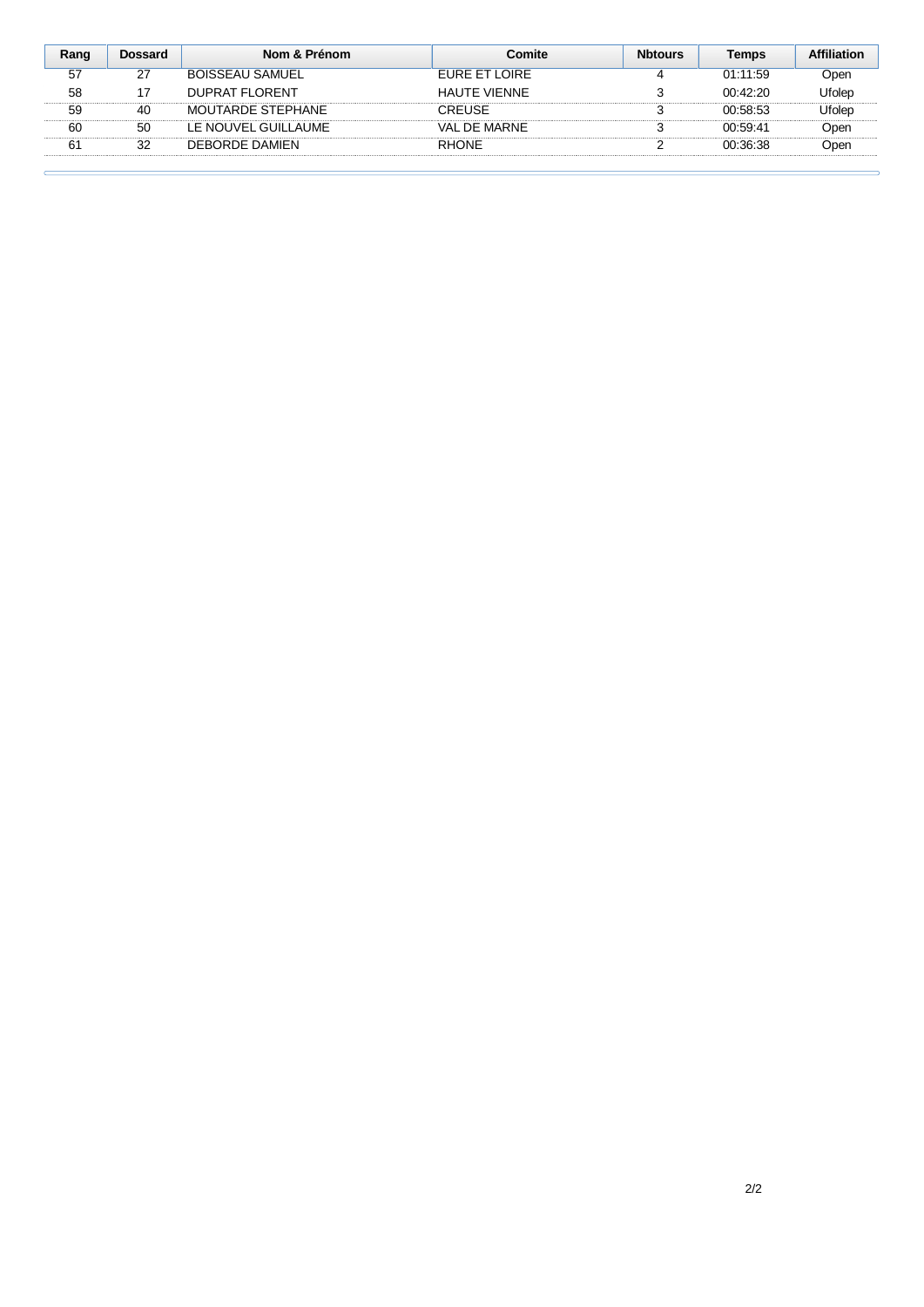| Rang | Dossard | Nom & Prénom | Comite | Nbtours | Temps | Affiliation |
|---|---|---|---|---|---|---|
| 57 | 27 | BOISSEAU SAMUEL | EURE ET LOIRE | 4 | 01:11:59 | Open |
| 58 | 17 | DUPRAT FLORENT | HAUTE VIENNE | 3 | 00:42:20 | Ufolep |
| 59 | 40 | MOUTARDE STEPHANE | CREUSE | 3 | 00:58:53 | Ufolep |
| 60 | 50 | LE NOUVEL GUILLAUME | VAL DE MARNE | 3 | 00:59:41 | Open |
| 61 | 32 | DEBORDE DAMIEN | RHONE | 2 | 00:36:38 | Open |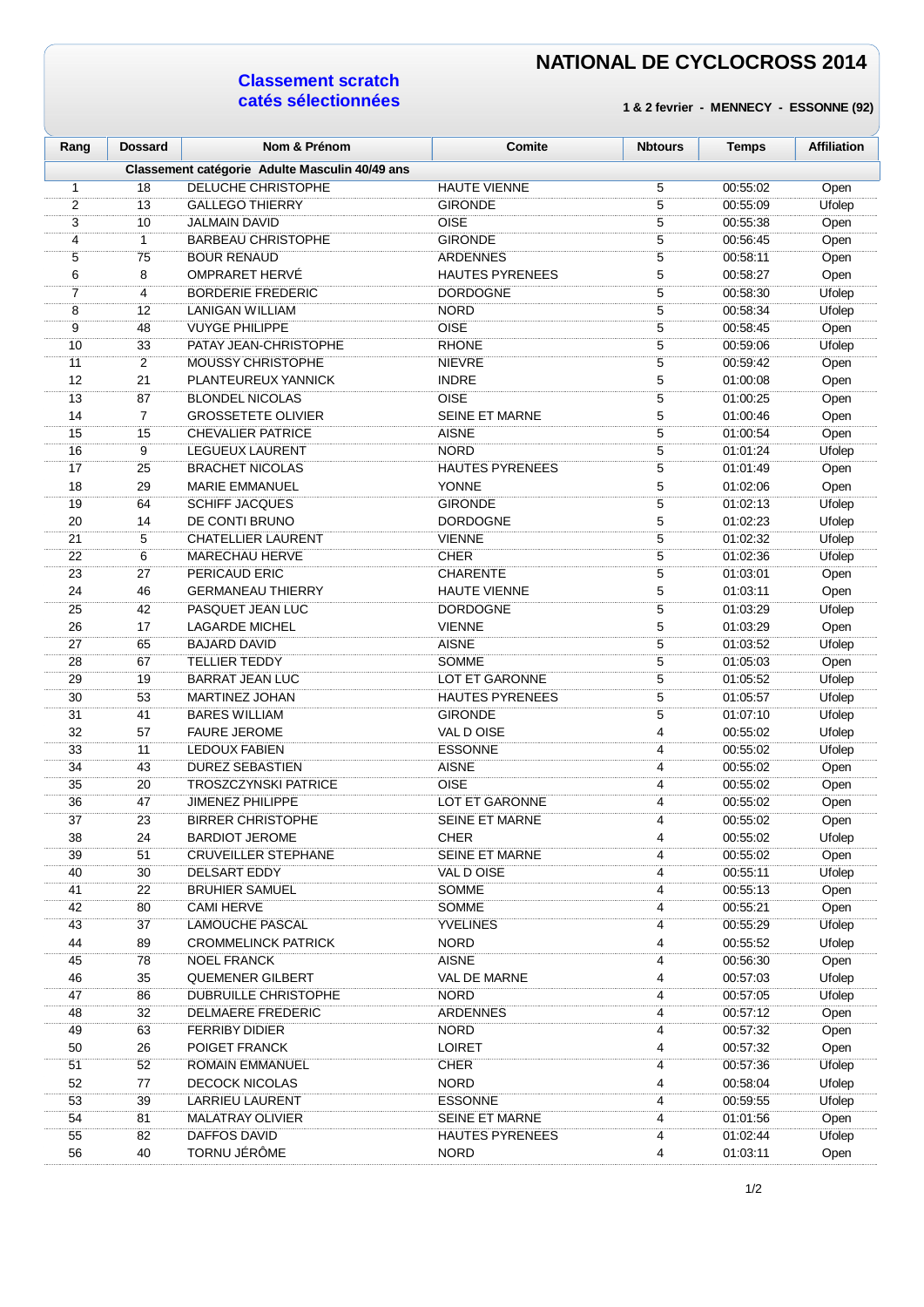# NATIONAL DE CYCLOCROSS 2014

## Classement scratch catés sélectionnées

**1 & 2 fevrier - MENNECY - ESSONNE (92)**

| Rang | Dossard | Nom & Prénom | Comite | Nbtours | Temps | Affiliation |
|---|---|---|---|---|---|---|
| **Classement catégorie Adulte Masculin 40/49 ans** | | | | | | |
| 1 | 18 | DELUCHE CHRISTOPHE | HAUTE VIENNE | 5 | 00:55:02 | Open |
| 2 | 13 | GALLEGO THIERRY | GIRONDE | 5 | 00:55:09 | Ufolep |
| 3 | 10 | JALMAIN DAVID | OISE | 5 | 00:55:38 | Open |
| 4 | 1 | BARBEAU CHRISTOPHE | GIRONDE | 5 | 00:56:45 | Open |
| 5 | 75 | BOUR RENAUD | ARDENNES | 5 | 00:58:11 | Open |
| 6 | 8 | OMPRARET HERVÉ | HAUTES PYRENEES | 5 | 00:58:27 | Open |
| 7 | 4 | BORDERIE FREDERIC | DORDOGNE | 5 | 00:58:30 | Ufolep |
| 8 | 12 | LANIGAN WILLIAM | NORD | 5 | 00:58:34 | Ufolep |
| 9 | 48 | VUYGE PHILIPPE | OISE | 5 | 00:58:45 | Open |
| 10 | 33 | PATAY JEAN-CHRISTOPHE | RHONE | 5 | 00:59:06 | Ufolep |
| 11 | 2 | MOUSSY CHRISTOPHE | NIEVRE | 5 | 00:59:42 | Open |
| 12 | 21 | PLANTEUREUX YANNICK | INDRE | 5 | 01:00:08 | Open |
| 13 | 87 | BLONDEL NICOLAS | OISE | 5 | 01:00:25 | Open |
| 14 | 7 | GROSSETETE OLIVIER | SEINE ET MARNE | 5 | 01:00:46 | Open |
| 15 | 15 | CHEVALIER PATRICE | AISNE | 5 | 01:00:54 | Open |
| 16 | 9 | LEGUEUX LAURENT | NORD | 5 | 01:01:24 | Ufolep |
| 17 | 25 | BRACHET NICOLAS | HAUTES PYRENEES | 5 | 01:01:49 | Open |
| 18 | 29 | MARIE EMMANUEL | YONNE | 5 | 01:02:06 | Open |
| 19 | 64 | SCHIFF JACQUES | GIRONDE | 5 | 01:02:13 | Ufolep |
| 20 | 14 | DE CONTI BRUNO | DORDOGNE | 5 | 01:02:23 | Ufolep |
| 21 | 5 | CHATELLIER LAURENT | VIENNE | 5 | 01:02:32 | Ufolep |
| 22 | 6 | MARECHAU HERVE | CHER | 5 | 01:02:36 | Ufolep |
| 23 | 27 | PERICAUD ERIC | CHARENTE | 5 | 01:03:01 | Open |
| 24 | 46 | GERMANEAU THIERRY | HAUTE VIENNE | 5 | 01:03:11 | Open |
| 25 | 42 | PASQUET JEAN LUC | DORDOGNE | 5 | 01:03:29 | Ufolep |
| 26 | 17 | LAGARDE MICHEL | VIENNE | 5 | 01:03:29 | Open |
| 27 | 65 | BAJARD DAVID | AISNE | 5 | 01:03:52 | Ufolep |
| 28 | 67 | TELLIER TEDDY | SOMME | 5 | 01:05:03 | Open |
| 29 | 19 | BARRAT JEAN LUC | LOT ET GARONNE | 5 | 01:05:52 | Ufolep |
| 30 | 53 | MARTINEZ JOHAN | HAUTES PYRENEES | 5 | 01:05:57 | Ufolep |
| 31 | 41 | BARES WILLIAM | GIRONDE | 5 | 01:07:10 | Ufolep |
| 32 | 57 | FAURE JEROME | VAL D OISE | 4 | 00:55:02 | Ufolep |
| 33 | 11 | LEDOUX FABIEN | ESSONNE | 4 | 00:55:02 | Ufolep |
| 34 | 43 | DUREZ SEBASTIEN | AISNE | 4 | 00:55:02 | Open |
| 35 | 20 | TROSZCZYNSKI PATRICE | OISE | 4 | 00:55:02 | Open |
| 36 | 47 | JIMENEZ PHILIPPE | LOT ET GARONNE | 4 | 00:55:02 | Open |
| 37 | 23 | BIRRER CHRISTOPHE | SEINE ET MARNE | 4 | 00:55:02 | Open |
| 38 | 24 | BARDIOT JEROME | CHER | 4 | 00:55:02 | Ufolep |
| 39 | 51 | CRUVEILLER STEPHANE | SEINE ET MARNE | 4 | 00:55:02 | Open |
| 40 | 30 | DELSART EDDY | VAL D OISE | 4 | 00:55:11 | Ufolep |
| 41 | 22 | BRUHIER SAMUEL | SOMME | 4 | 00:55:13 | Open |
| 42 | 80 | CAMI HERVE | SOMME | 4 | 00:55:21 | Open |
| 43 | 37 | LAMOUCHE PASCAL | YVELINES | 4 | 00:55:29 | Ufolep |
| 44 | 89 | CROMMELINCK PATRICK | NORD | 4 | 00:55:52 | Ufolep |
| 45 | 78 | NOEL FRANCK | AISNE | 4 | 00:56:30 | Open |
| 46 | 35 | QUEMENER GILBERT | VAL DE MARNE | 4 | 00:57:03 | Ufolep |
| 47 | 86 | DUBRUILLE CHRISTOPHE | NORD | 4 | 00:57:05 | Ufolep |
| 48 | 32 | DELMAERE FREDERIC | ARDENNES | 4 | 00:57:12 | Open |
| 49 | 63 | FERRIBY DIDIER | NORD | 4 | 00:57:32 | Open |
| 50 | 26 | POIGET FRANCK | LOIRET | 4 | 00:57:32 | Open |
| 51 | 52 | ROMAIN EMMANUEL | CHER | 4 | 00:57:36 | Ufolep |
| 52 | 77 | DECOCK NICOLAS | NORD | 4 | 00:58:04 | Ufolep |
| 53 | 39 | LARRIEU LAURENT | ESSONNE | 4 | 00:59:55 | Ufolep |
| 54 | 81 | MALATRAY OLIVIER | SEINE ET MARNE | 4 | 01:01:56 | Open |
| 55 | 82 | DAFFOS DAVID | HAUTES PYRENEES | 4 | 01:02:44 | Ufolep |
| 56 | 40 | TORNU JÉRÔME | NORD | 4 | 01:03:11 | Open |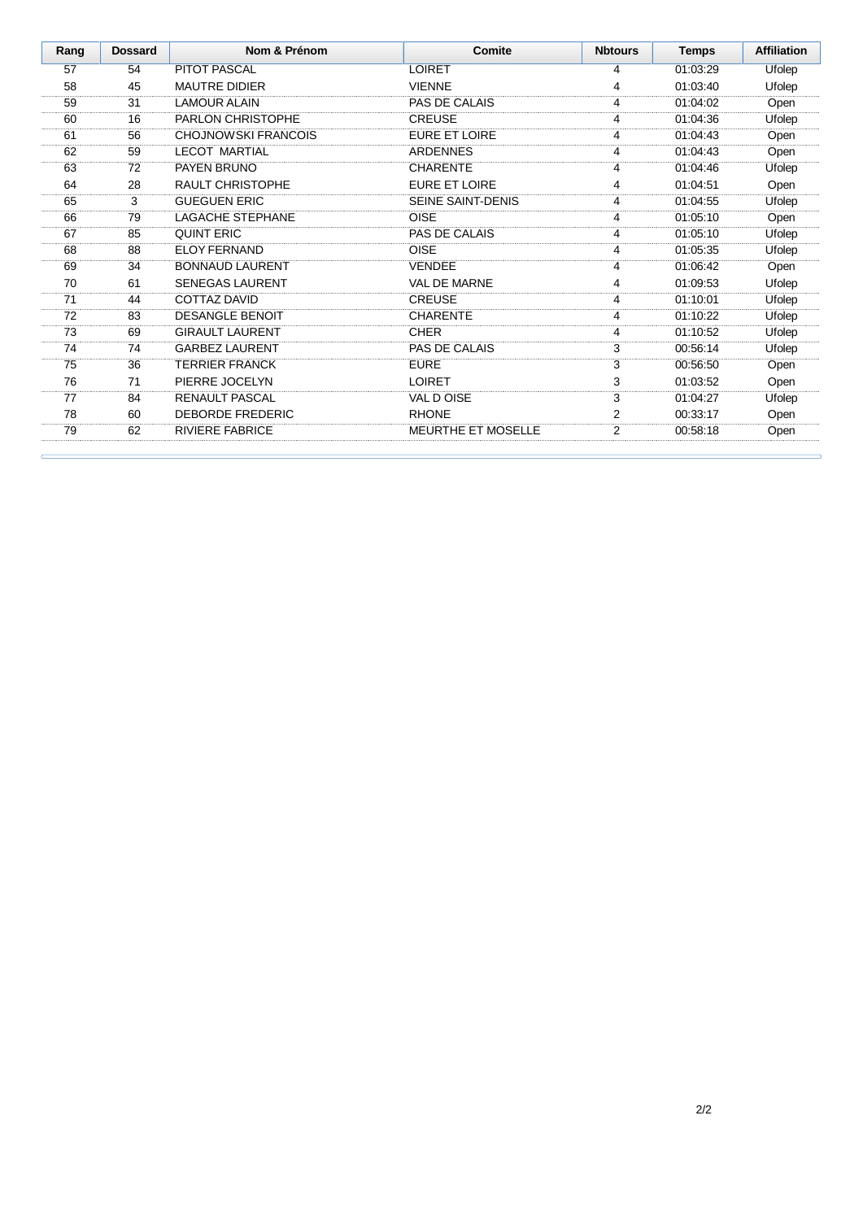| Rang | Dossard | Nom & Prénom | Comite | Nbtours | Temps | Affiliation |
|---|---|---|---|---|---|---|
| 57 | 54 | PITOT PASCAL | LOIRET | 4 | 01:03:29 | Ufolep |
| 58 | 45 | MAUTRE DIDIER | VIENNE | 4 | 01:03:40 | Ufolep |
| 59 | 31 | LAMOUR ALAIN | PAS DE CALAIS | 4 | 01:04:02 | Open |
| 60 | 16 | PARLON CHRISTOPHE | CREUSE | 4 | 01:04:36 | Ufolep |
| 61 | 56 | CHOJNOWSKI FRANCOIS | EURE ET LOIRE | 4 | 01:04:43 | Open |
| 62 | 59 | LECOT MARTIAL | ARDENNES | 4 | 01:04:43 | Open |
| 63 | 72 | PAYEN BRUNO | CHARENTE | 4 | 01:04:46 | Ufolep |
| 64 | 28 | RAULT CHRISTOPHE | EURE ET LOIRE | 4 | 01:04:51 | Open |
| 65 | 3 | GUEGUEN ERIC | SEINE SAINT-DENIS | 4 | 01:04:55 | Ufolep |
| 66 | 79 | LAGACHE STEPHANE | OISE | 4 | 01:05:10 | Open |
| 67 | 85 | QUINT ERIC | PAS DE CALAIS | 4 | 01:05:10 | Ufolep |
| 68 | 88 | ELOY FERNAND | OISE | 4 | 01:05:35 | Ufolep |
| 69 | 34 | BONNAUD LAURENT | VENDEE | 4 | 01:06:42 | Open |
| 70 | 61 | SENEGAS LAURENT | VAL DE MARNE | 4 | 01:09:53 | Ufolep |
| 71 | 44 | COTTAZ DAVID | CREUSE | 4 | 01:10:01 | Ufolep |
| 72 | 83 | DESANGLE BENOIT | CHARENTE | 4 | 01:10:22 | Ufolep |
| 73 | 69 | GIRAULT LAURENT | CHER | 4 | 01:10:52 | Ufolep |
| 74 | 74 | GARBEZ LAURENT | PAS DE CALAIS | 3 | 00:56:14 | Ufolep |
| 75 | 36 | TERRIER FRANCK | EURE | 3 | 00:56:50 | Open |
| 76 | 71 | PIERRE JOCELYN | LOIRET | 3 | 01:03:52 | Open |
| 77 | 84 | RENAULT PASCAL | VAL D OISE | 3 | 01:04:27 | Ufolep |
| 78 | 60 | DEBORDE FREDERIC | RHONE | 2 | 00:33:17 | Open |
| 79 | 62 | RIVIERE FABRICE | MEURTHE ET MOSELLE | 2 | 00:58:18 | Open |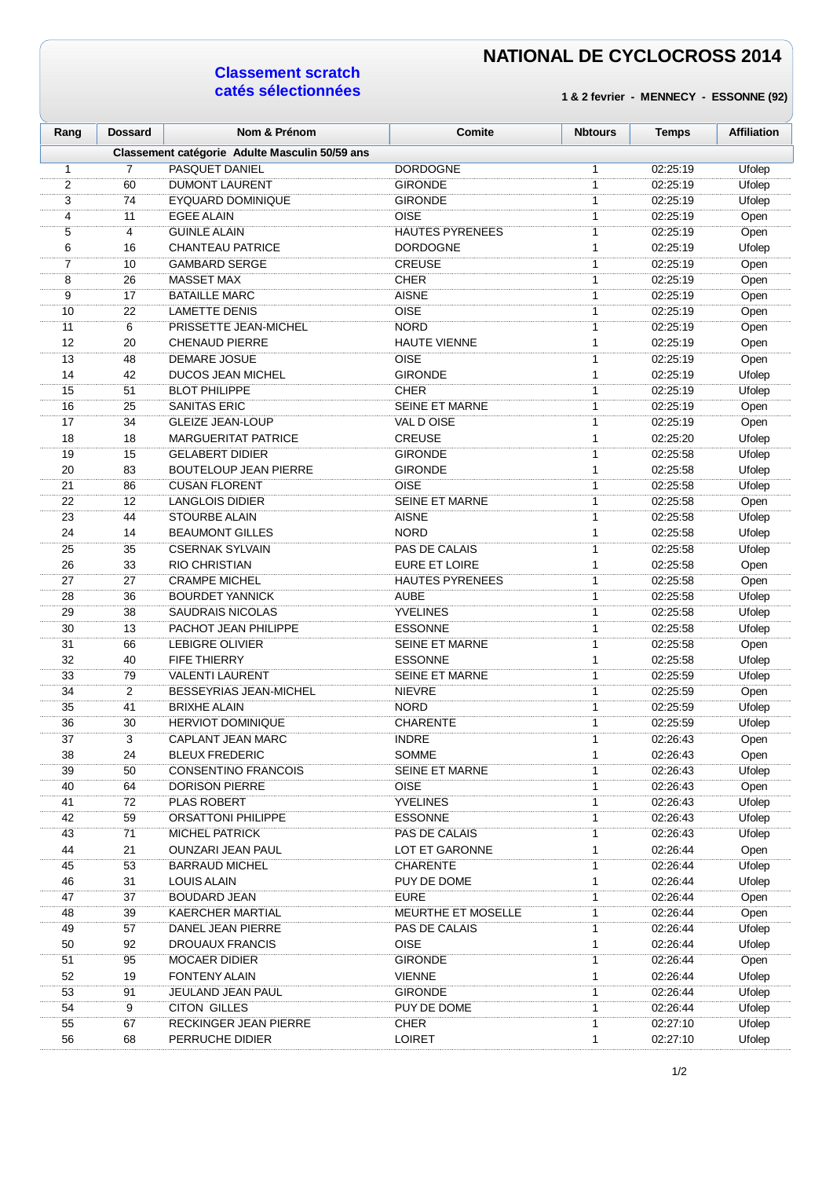# NATIONAL DE CYCLOCROSS 2014

## Classement scratch
## catés sélectionnées

**1 & 2 fevrier - MENNECY - ESSONNE (92)**

| Rang | Dossard | Nom & Prénom | Comite | Nbtours | Temps | Affiliation |
|---|---|---|---|---|---|---|
| **Classement catégorie Adulte Masculin 50/59 ans** | | | | | | |
| 1 | 7 | PASQUET DANIEL | DORDOGNE | 1 | 02:25:19 | Ufolep |
| 2 | 60 | DUMONT LAURENT | GIRONDE | 1 | 02:25:19 | Ufolep |
| 3 | 74 | EYQUARD DOMINIQUE | GIRONDE | 1 | 02:25:19 | Ufolep |
| 4 | 11 | EGEE ALAIN | OISE | 1 | 02:25:19 | Open |
| 5 | 4 | GUINLE ALAIN | HAUTES PYRENEES | 1 | 02:25:19 | Open |
| 6 | 16 | CHANTEAU PATRICE | DORDOGNE | 1 | 02:25:19 | Ufolep |
| 7 | 10 | GAMBARD SERGE | CREUSE | 1 | 02:25:19 | Open |
| 8 | 26 | MASSET MAX | CHER | 1 | 02:25:19 | Open |
| 9 | 17 | BATAILLE MARC | AISNE | 1 | 02:25:19 | Open |
| 10 | 22 | LAMETTE DENIS | OISE | 1 | 02:25:19 | Open |
| 11 | 6 | PRISSETTE JEAN-MICHEL | NORD | 1 | 02:25:19 | Open |
| 12 | 20 | CHENAUD PIERRE | HAUTE VIENNE | 1 | 02:25:19 | Open |
| 13 | 48 | DEMARE JOSUE | OISE | 1 | 02:25:19 | Open |
| 14 | 42 | DUCOS JEAN MICHEL | GIRONDE | 1 | 02:25:19 | Ufolep |
| 15 | 51 | BLOT PHILIPPE | CHER | 1 | 02:25:19 | Ufolep |
| 16 | 25 | SANITAS ERIC | SEINE ET MARNE | 1 | 02:25:19 | Open |
| 17 | 34 | GLEIZE JEAN-LOUP | VAL D OISE | 1 | 02:25:19 | Open |
| 18 | 18 | MARGUERITAT PATRICE | CREUSE | 1 | 02:25:20 | Ufolep |
| 19 | 15 | GELABERT DIDIER | GIRONDE | 1 | 02:25:58 | Ufolep |
| 20 | 83 | BOUTELOUP JEAN PIERRE | GIRONDE | 1 | 02:25:58 | Ufolep |
| 21 | 86 | CUSAN FLORENT | OISE | 1 | 02:25:58 | Ufolep |
| 22 | 12 | LANGLOIS DIDIER | SEINE ET MARNE | 1 | 02:25:58 | Open |
| 23 | 44 | STOURBE ALAIN | AISNE | 1 | 02:25:58 | Ufolep |
| 24 | 14 | BEAUMONT GILLES | NORD | 1 | 02:25:58 | Ufolep |
| 25 | 35 | CSERNAK SYLVAIN | PAS DE CALAIS | 1 | 02:25:58 | Ufolep |
| 26 | 33 | RIO CHRISTIAN | EURE ET LOIRE | 1 | 02:25:58 | Open |
| 27 | 27 | CRAMPE MICHEL | HAUTES PYRENEES | 1 | 02:25:58 | Open |
| 28 | 36 | BOURDET YANNICK | AUBE | 1 | 02:25:58 | Ufolep |
| 29 | 38 | SAUDRAIS NICOLAS | YVELINES | 1 | 02:25:58 | Ufolep |
| 30 | 13 | PACHOT JEAN PHILIPPE | ESSONNE | 1 | 02:25:58 | Ufolep |
| 31 | 66 | LEBIGRE OLIVIER | SEINE ET MARNE | 1 | 02:25:58 | Open |
| 32 | 40 | FIFE THIERRY | ESSONNE | 1 | 02:25:58 | Ufolep |
| 33 | 79 | VALENTI LAURENT | SEINE ET MARNE | 1 | 02:25:59 | Ufolep |
| 34 | 2 | BESSEYRIAS JEAN-MICHEL | NIEVRE | 1 | 02:25:59 | Open |
| 35 | 41 | BRIXHE ALAIN | NORD | 1 | 02:25:59 | Ufolep |
| 36 | 30 | HERVIOT DOMINIQUE | CHARENTE | 1 | 02:25:59 | Ufolep |
| 37 | 3 | CAPLANT JEAN MARC | INDRE | 1 | 02:26:43 | Open |
| 38 | 24 | BLEUX FREDERIC | SOMME | 1 | 02:26:43 | Open |
| 39 | 50 | CONSENTINO FRANCOIS | SEINE ET MARNE | 1 | 02:26:43 | Ufolep |
| 40 | 64 | DORISON PIERRE | OISE | 1 | 02:26:43 | Open |
| 41 | 72 | PLAS ROBERT | YVELINES | 1 | 02:26:43 | Ufolep |
| 42 | 59 | ORSATTONI PHILIPPE | ESSONNE | 1 | 02:26:43 | Ufolep |
| 43 | 71 | MICHEL PATRICK | PAS DE CALAIS | 1 | 02:26:43 | Ufolep |
| 44 | 21 | OUNZARI JEAN PAUL | LOT ET GARONNE | 1 | 02:26:44 | Open |
| 45 | 53 | BARRAUD MICHEL | CHARENTE | 1 | 02:26:44 | Ufolep |
| 46 | 31 | LOUIS ALAIN | PUY DE DOME | 1 | 02:26:44 | Ufolep |
| 47 | 37 | BOUDARD JEAN | EURE | 1 | 02:26:44 | Open |
| 48 | 39 | KAERCHER MARTIAL | MEURTHE ET MOSELLE | 1 | 02:26:44 | Open |
| 49 | 57 | DANEL JEAN PIERRE | PAS DE CALAIS | 1 | 02:26:44 | Ufolep |
| 50 | 92 | DROUAUX FRANCIS | OISE | 1 | 02:26:44 | Ufolep |
| 51 | 95 | MOCAER DIDIER | GIRONDE | 1 | 02:26:44 | Open |
| 52 | 19 | FONTENY ALAIN | VIENNE | 1 | 02:26:44 | Ufolep |
| 53 | 91 | JEULAND JEAN PAUL | GIRONDE | 1 | 02:26:44 | Ufolep |
| 54 | 9 | CITON GILLES | PUY DE DOME | 1 | 02:26:44 | Ufolep |
| 55 | 67 | RECKINGER JEAN PIERRE | CHER | 1 | 02:27:10 | Ufolep |
| 56 | 68 | PERRUCHE DIDIER | LOIRET | 1 | 02:27:10 | Ufolep |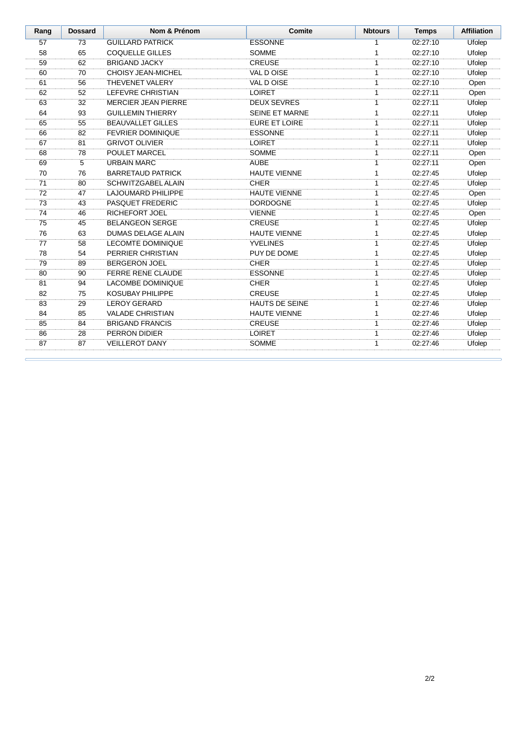| Rang | Dossard | Nom & Prénom | Comite | Nbtours | Temps | Affiliation |
|---|---|---|---|---|---|---|
| 57 | 73 | GUILLARD PATRICK | ESSONNE | 1 | 02:27:10 | Ufolep |
| 58 | 65 | COQUELLE GILLES | SOMME | 1 | 02:27:10 | Ufolep |
| 59 | 62 | BRIGAND JACKY | CREUSE | 1 | 02:27:10 | Ufolep |
| 60 | 70 | CHOISY JEAN-MICHEL | VAL D OISE | 1 | 02:27:10 | Ufolep |
| 61 | 56 | THEVENET VALERY | VAL D OISE | 1 | 02:27:10 | Open |
| 62 | 52 | LEFEVRE CHRISTIAN | LOIRET | 1 | 02:27:11 | Open |
| 63 | 32 | MERCIER JEAN PIERRE | DEUX SEVRES | 1 | 02:27:11 | Ufolep |
| 64 | 93 | GUILLEMIN THIERRY | SEINE ET MARNE | 1 | 02:27:11 | Ufolep |
| 65 | 55 | BEAUVALLET GILLES | EURE ET LOIRE | 1 | 02:27:11 | Ufolep |
| 66 | 82 | FEVRIER DOMINIQUE | ESSONNE | 1 | 02:27:11 | Ufolep |
| 67 | 81 | GRIVOT OLIVIER | LOIRET | 1 | 02:27:11 | Ufolep |
| 68 | 78 | POULET MARCEL | SOMME | 1 | 02:27:11 | Open |
| 69 | 5 | URBAIN MARC | AUBE | 1 | 02:27:11 | Open |
| 70 | 76 | BARRETAUD PATRICK | HAUTE VIENNE | 1 | 02:27:45 | Ufolep |
| 71 | 80 | SCHWITZGABEL ALAIN | CHER | 1 | 02:27:45 | Ufolep |
| 72 | 47 | LAJOUMARD PHILIPPE | HAUTE VIENNE | 1 | 02:27:45 | Open |
| 73 | 43 | PASQUET FREDERIC | DORDOGNE | 1 | 02:27:45 | Ufolep |
| 74 | 46 | RICHEFORT JOEL | VIENNE | 1 | 02:27:45 | Open |
| 75 | 45 | BELANGEON SERGE | CREUSE | 1 | 02:27:45 | Ufolep |
| 76 | 63 | DUMAS DELAGE ALAIN | HAUTE VIENNE | 1 | 02:27:45 | Ufolep |
| 77 | 58 | LECOMTE DOMINIQUE | YVELINES | 1 | 02:27:45 | Ufolep |
| 78 | 54 | PERRIER CHRISTIAN | PUY DE DOME | 1 | 02:27:45 | Ufolep |
| 79 | 89 | BERGERON JOEL | CHER | 1 | 02:27:45 | Ufolep |
| 80 | 90 | FERRE RENE CLAUDE | ESSONNE | 1 | 02:27:45 | Ufolep |
| 81 | 94 | LACOMBE DOMINIQUE | CHER | 1 | 02:27:45 | Ufolep |
| 82 | 75 | KOSUBAY PHILIPPE | CREUSE | 1 | 02:27:45 | Ufolep |
| 83 | 29 | LEROY GERARD | HAUTS DE SEINE | 1 | 02:27:46 | Ufolep |
| 84 | 85 | VALADE CHRISTIAN | HAUTE VIENNE | 1 | 02:27:46 | Ufolep |
| 85 | 84 | BRIGAND FRANCIS | CREUSE | 1 | 02:27:46 | Ufolep |
| 86 | 28 | PERRON DIDIER | LOIRET | 1 | 02:27:46 | Ufolep |
| 87 | 87 | VEILLEROT DANY | SOMME | 1 | 02:27:46 | Ufolep |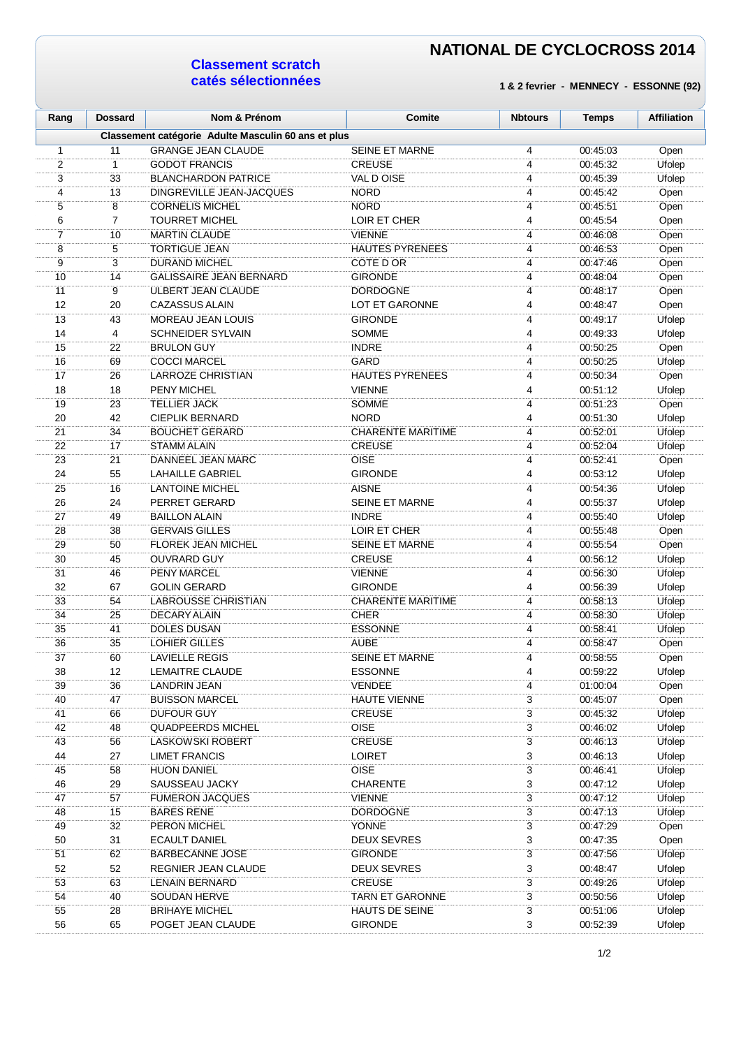# NATIONAL DE CYCLOCROSS 2014

## Classement scratch catés sélectionnées

**1 & 2 fevrier - MENNECY - ESSONNE (92)**

| Rang | Dossard | Nom & Prénom | Comite | Nbtours | Temps | Affiliation |
|---|---|---|---|---|---|---|
| **Classement catégorie Adulte Masculin 60 ans et plus** | | | | | | |
| 1 | 11 | GRANGE JEAN CLAUDE | SEINE ET MARNE | 4 | 00:45:03 | Open |
| 2 | 1 | GODOT FRANCIS | CREUSE | 4 | 00:45:32 | Ufolep |
| 3 | 33 | BLANCHARDON PATRICE | VAL D OISE | 4 | 00:45:39 | Ufolep |
| 4 | 13 | DINGREVILLE JEAN-JACQUES | NORD | 4 | 00:45:42 | Open |
| 5 | 8 | CORNELIS MICHEL | NORD | 4 | 00:45:51 | Open |
| 6 | 7 | TOURRET MICHEL | LOIR ET CHER | 4 | 00:45:54 | Open |
| 7 | 10 | MARTIN CLAUDE | VIENNE | 4 | 00:46:08 | Open |
| 8 | 5 | TORTIGUE JEAN | HAUTES PYRENEES | 4 | 00:46:53 | Open |
| 9 | 3 | DURAND MICHEL | COTE D OR | 4 | 00:47:46 | Open |
| 10 | 14 | GALISSAIRE JEAN BERNARD | GIRONDE | 4 | 00:48:04 | Open |
| 11 | 9 | ULBERT JEAN CLAUDE | DORDOGNE | 4 | 00:48:17 | Open |
| 12 | 20 | CAZASSUS ALAIN | LOT ET GARONNE | 4 | 00:48:47 | Open |
| 13 | 43 | MOREAU JEAN LOUIS | GIRONDE | 4 | 00:49:17 | Ufolep |
| 14 | 4 | SCHNEIDER SYLVAIN | SOMME | 4 | 00:49:33 | Ufolep |
| 15 | 22 | BRULON GUY | INDRE | 4 | 00:50:25 | Open |
| 16 | 69 | COCCI MARCEL | GARD | 4 | 00:50:25 | Ufolep |
| 17 | 26 | LARROZE CHRISTIAN | HAUTES PYRENEES | 4 | 00:50:34 | Open |
| 18 | 18 | PENY MICHEL | VIENNE | 4 | 00:51:12 | Ufolep |
| 19 | 23 | TELLIER JACK | SOMME | 4 | 00:51:23 | Open |
| 20 | 42 | CIEPLIK BERNARD | NORD | 4 | 00:51:30 | Ufolep |
| 21 | 34 | BOUCHET GERARD | CHARENTE MARITIME | 4 | 00:52:01 | Ufolep |
| 22 | 17 | STAMM ALAIN | CREUSE | 4 | 00:52:04 | Ufolep |
| 23 | 21 | DANNEEL JEAN MARC | OISE | 4 | 00:52:41 | Open |
| 24 | 55 | LAHAILLE GABRIEL | GIRONDE | 4 | 00:53:12 | Ufolep |
| 25 | 16 | LANTOINE MICHEL | AISNE | 4 | 00:54:36 | Ufolep |
| 26 | 24 | PERRET GERARD | SEINE ET MARNE | 4 | 00:55:37 | Ufolep |
| 27 | 49 | BAILLON ALAIN | INDRE | 4 | 00:55:40 | Ufolep |
| 28 | 38 | GERVAIS GILLES | LOIR ET CHER | 4 | 00:55:48 | Open |
| 29 | 50 | FLOREK JEAN MICHEL | SEINE ET MARNE | 4 | 00:55:54 | Open |
| 30 | 45 | OUVRARD GUY | CREUSE | 4 | 00:56:12 | Ufolep |
| 31 | 46 | PENY MARCEL | VIENNE | 4 | 00:56:30 | Ufolep |
| 32 | 67 | GOLIN GERARD | GIRONDE | 4 | 00:56:39 | Ufolep |
| 33 | 54 | LABROUSSE CHRISTIAN | CHARENTE MARITIME | 4 | 00:58:13 | Ufolep |
| 34 | 25 | DECARY ALAIN | CHER | 4 | 00:58:30 | Ufolep |
| 35 | 41 | DOLES DUSAN | ESSONNE | 4 | 00:58:41 | Ufolep |
| 36 | 35 | LOHIER GILLES | AUBE | 4 | 00:58:47 | Open |
| 37 | 60 | LAVIELLE REGIS | SEINE ET MARNE | 4 | 00:58:55 | Open |
| 38 | 12 | LEMAITRE CLAUDE | ESSONNE | 4 | 00:59:22 | Ufolep |
| 39 | 36 | LANDRIN JEAN | VENDEE | 4 | 01:00:04 | Open |
| 40 | 47 | BUISSON MARCEL | HAUTE VIENNE | 3 | 00:45:07 | Open |
| 41 | 66 | DUFOUR GUY | CREUSE | 3 | 00:45:32 | Ufolep |
| 42 | 48 | QUADPEERDS MICHEL | OISE | 3 | 00:46:02 | Ufolep |
| 43 | 56 | LASKOWSKI ROBERT | CREUSE | 3 | 00:46:13 | Ufolep |
| 44 | 27 | LIMET FRANCIS | LOIRET | 3 | 00:46:13 | Ufolep |
| 45 | 58 | HUON DANIEL | OISE | 3 | 00:46:41 | Ufolep |
| 46 | 29 | SAUSSEAU JACKY | CHARENTE | 3 | 00:47:12 | Ufolep |
| 47 | 57 | FUMERON JACQUES | VIENNE | 3 | 00:47:12 | Ufolep |
| 48 | 15 | BARES RENE | DORDOGNE | 3 | 00:47:13 | Ufolep |
| 49 | 32 | PERON MICHEL | YONNE | 3 | 00:47:29 | Open |
| 50 | 31 | ECAULT DANIEL | DEUX SEVRES | 3 | 00:47:35 | Open |
| 51 | 62 | BARBECANNE JOSE | GIRONDE | 3 | 00:47:56 | Ufolep |
| 52 | 52 | REGNIER JEAN CLAUDE | DEUX SEVRES | 3 | 00:48:47 | Ufolep |
| 53 | 63 | LENAIN BERNARD | CREUSE | 3 | 00:49:26 | Ufolep |
| 54 | 40 | SOUDAN HERVE | TARN ET GARONNE | 3 | 00:50:56 | Ufolep |
| 55 | 28 | BRIHAYE MICHEL | HAUTS DE SEINE | 3 | 00:51:06 | Ufolep |
| 56 | 65 | POGET JEAN CLAUDE | GIRONDE | 3 | 00:52:39 | Ufolep |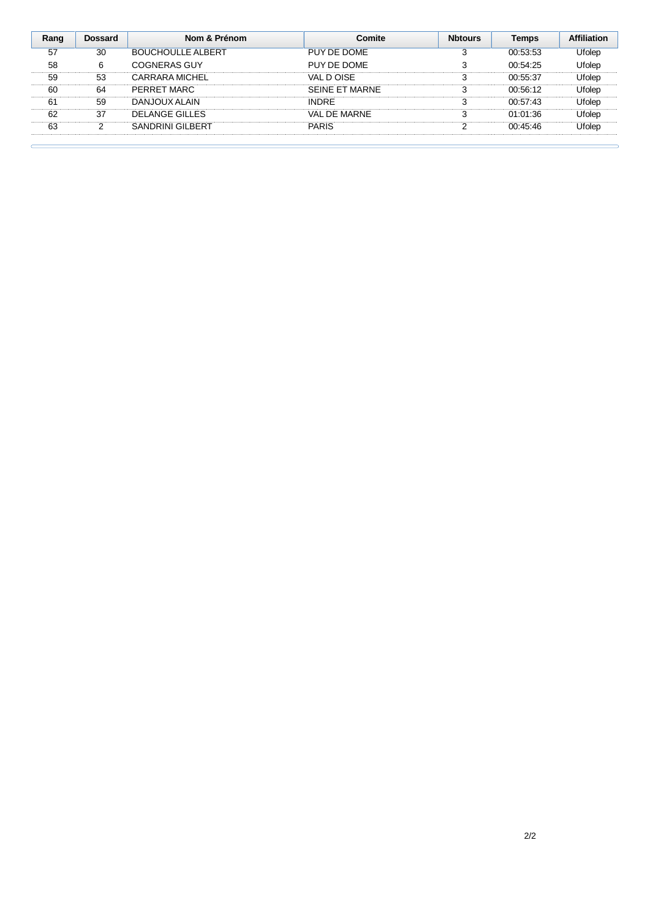| Rang | Dossard | Nom & Prénom | Comite | Nbtours | Temps | Affiliation |
|---|---|---|---|---|---|---|
| 57 | 30 | BOUCHOULLE ALBERT | PUY DE DOME | 3 | 00:53:53 | Ufolep |
| 58 | 6 | COGNERAS GUY | PUY DE DOME | 3 | 00:54:25 | Ufolep |
| 59 | 53 | CARRARA MICHEL | VAL D OISE | 3 | 00:55:37 | Ufolep |
| 60 | 64 | PERRET MARC | SEINE ET MARNE | 3 | 00:56:12 | Ufolep |
| 61 | 59 | DANJOUX ALAIN | INDRE | 3 | 00:57:43 | Ufolep |
| 62 | 37 | DELANGE GILLES | VAL DE MARNE | 3 | 01:01:36 | Ufolep |
| 63 | 2 | SANDRINI GILBERT | PARIS | 2 | 00:45:46 | Ufolep |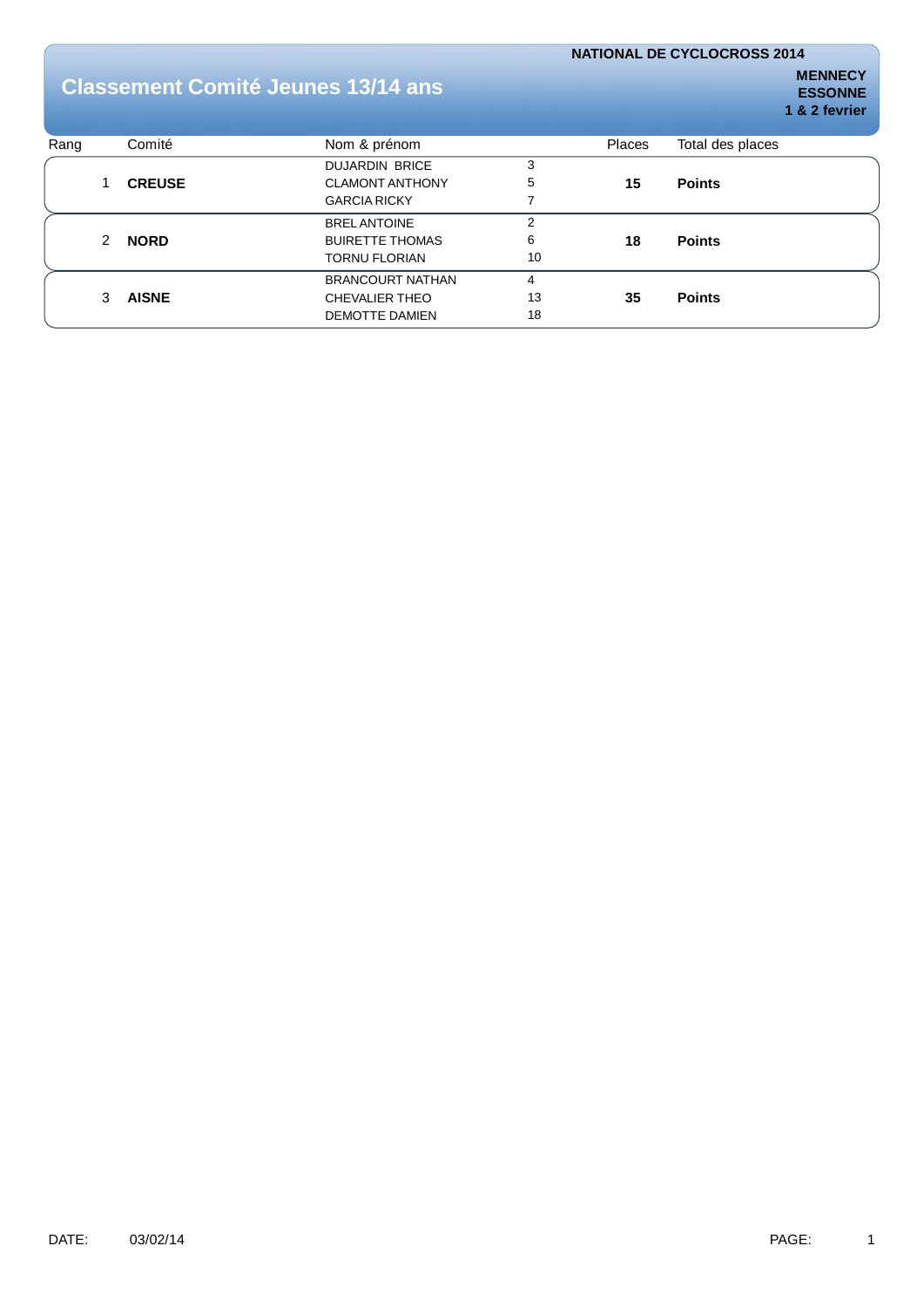NATIONAL DE CYCLOCROSS 2014

**MENNECY**
**ESSONNE**
**1 & 2 fevrier**

# Classement Comité Jeunes 13/14 ans

| Rang | Comité | Nom & prénom | Places | | Total des places |
|---|---|---|---|---|---|
| 1 | **CREUSE** | DUJARDIN BRICE | 3 | **15** | **Points** |
| | | CLAMONT ANTHONY | 5 | | |
| | | GARCIA RICKY | 7 | | |
| 2 | **NORD** | BREL ANTOINE | 2 | **18** | **Points** |
| | | BUIRETTE THOMAS | 6 | | |
| | | TORNU FLORIAN | 10 | | |
| 3 | **AISNE** | BRANCOURT NATHAN | 4 | **35** | **Points** |
| | | CHEVALIER THEO | 13 | | |
| | | DEMOTTE DAMIEN | 18 | | |

DATE: 03/02/14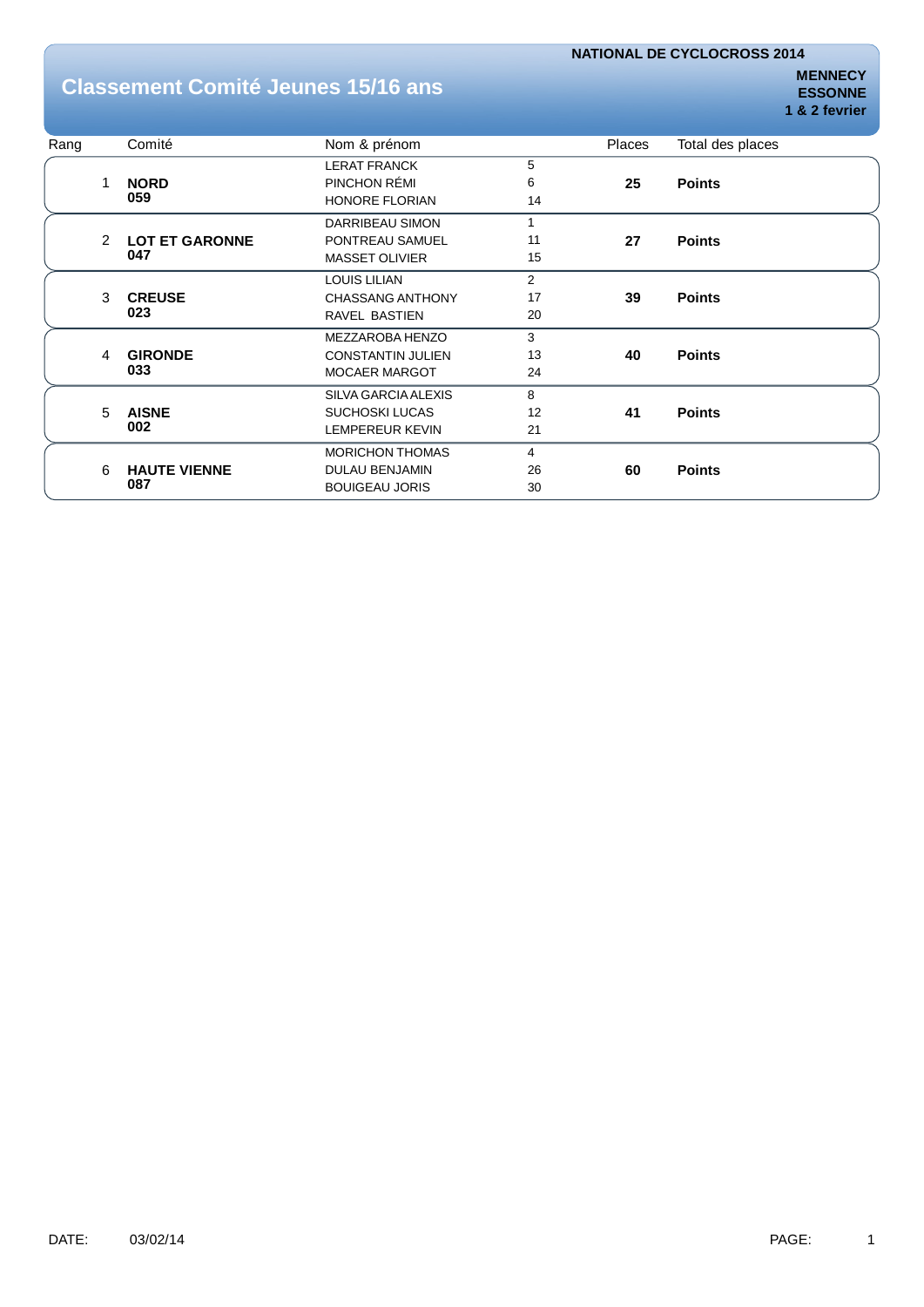# Classement Comité Jeunes 15/16 ans

**NATIONAL DE CYCLOCROSS 2014**

**MENNECY**
**ESSONNE**
**1 & 2 fevrier**

| Rang | Comité | Nom & prénom | | Places | Total des places |
|---|---|---|---|---|---|
| 1 | **NORD** **059** | LERAT FRANCK | 5 | **25** | **Points** |
| | | PINCHON RÉMI | 6 | | |
| | | HONORE FLORIAN | 14 | | |
| 2 | **LOT ET GARONNE** **047** | DARRIBEAU SIMON | 1 | **27** | **Points** |
| | | PONTREAU SAMUEL | 11 | | |
| | | MASSET OLIVIER | 15 | | |
| 3 | **CREUSE** **023** | LOUIS LILIAN | 2 | **39** | **Points** |
| | | CHASSANG ANTHONY | 17 | | |
| | | RAVEL BASTIEN | 20 | | |
| 4 | **GIRONDE** **033** | MEZZAROBA HENZO | 3 | **40** | **Points** |
| | | CONSTANTIN JULIEN | 13 | | |
| | | MOCAER MARGOT | 24 | | |
| 5 | **AISNE** **002** | SILVA GARCIA ALEXIS | 8 | **41** | **Points** |
| | | SUCHOSKI LUCAS | 12 | | |
| | | LEMPEREUR KEVIN | 21 | | |
| 6 | **HAUTE VIENNE** **087** | MORICHON THOMAS | 4 | **60** | **Points** |
| | | DULAU BENJAMIN | 26 | | |
| | | BOUIGEAU JORIS | 30 | | |

DATE: 03/02/14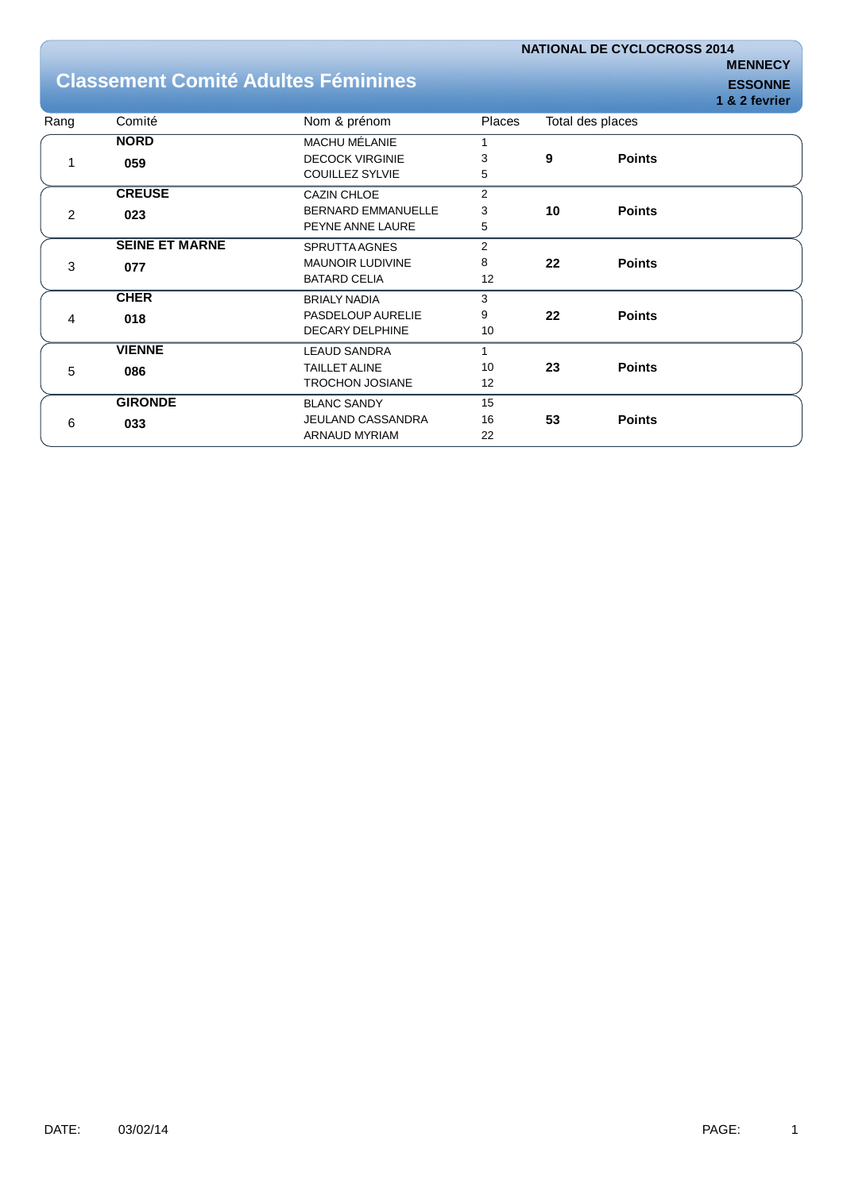# Classement Comité Adultes Féminines

**NATIONAL DE CYCLOCROSS 2014**
**MENNECY**
**ESSONNE**
**1 & 2 fevrier**

| Rang | Comité | Nom & prénom | Places | Total des places | |
|---|---|---|---|---|---|
| 1 | **NORD** **059** | MACHU MÉLANIE<br>DECOCK VIRGINIE<br>COUILLEZ SYLVIE | 1<br>3<br>5 | **9** | **Points** |
| 2 | **CREUSE** **023** | CAZIN CHLOE<br>BERNARD EMMANUELLE<br>PEYNE ANNE LAURE | 2<br>3<br>5 | **10** | **Points** |
| 3 | **SEINE ET MARNE** **077** | SPRUTTA AGNES<br>MAUNOIR LUDIVINE<br>BATARD CELIA | 2<br>8<br>12 | **22** | **Points** |
| 4 | **CHER** **018** | BRIALY NADIA<br>PASDELOUP AURELIE<br>DECARY DELPHINE | 3<br>9<br>10 | **22** | **Points** |
| 5 | **VIENNE** **086** | LEAUD SANDRA<br>TAILLET ALINE<br>TROCHON JOSIANE | 1<br>10<br>12 | **23** | **Points** |
| 6 | **GIRONDE** **033** | BLANC SANDY<br>JEULAND CASSANDRA<br>ARNAUD MYRIAM | 15<br>16<br>22 | **53** | **Points** |

DATE: 03/02/14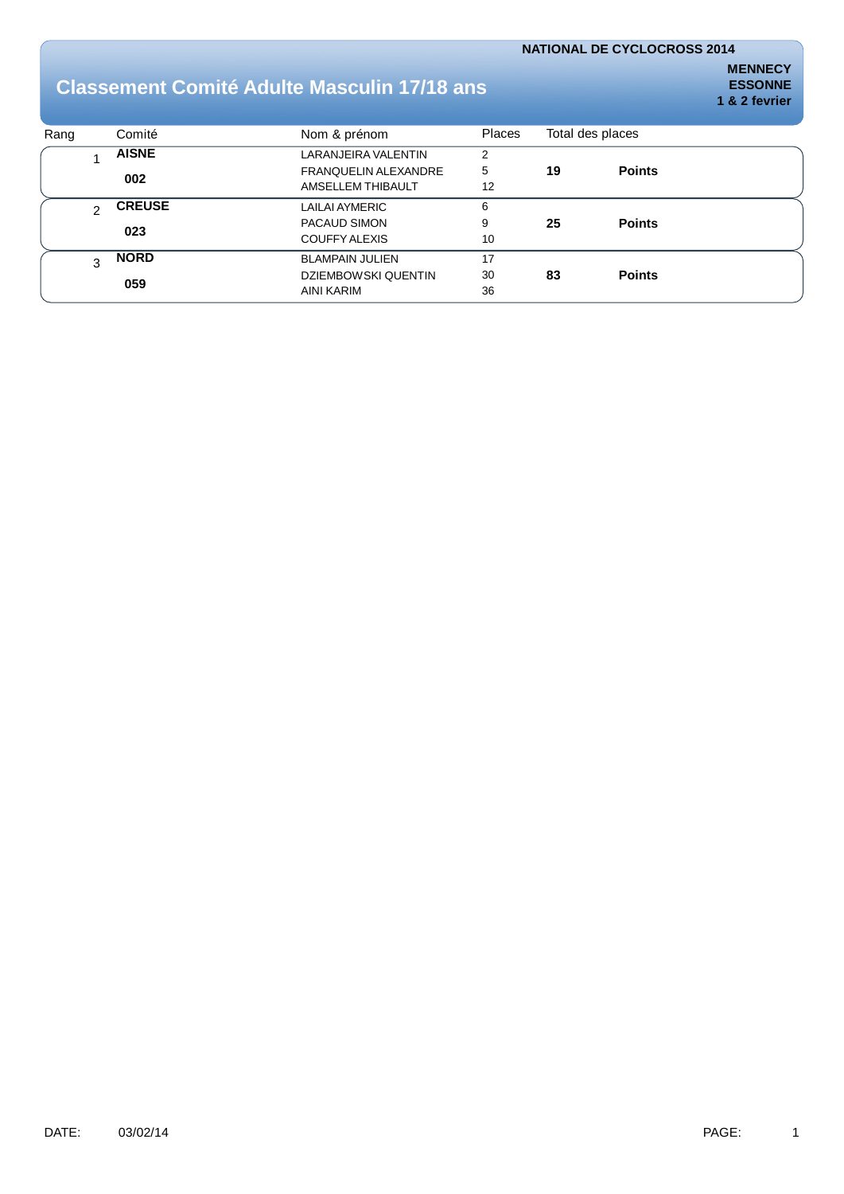**NATIONAL DE CYCLOCROSS 2014**

**MENNECY**
**ESSONNE**
**1 & 2 fevrier**

# Classement Comité Adulte Masculin 17/18 ans

| Rang | Comité | Nom & prénom | Places | Total des places | |
|---|---|---|---|---|---|
| 1 | **AISNE** **002** | LARANJEIRA VALENTIN | 2 | **19** | **Points** |
| | | FRANQUELIN ALEXANDRE | 5 | | |
| | | AMSELLEM THIBAULT | 12 | | |
| 2 | **CREUSE** **023** | LAILAI AYMERIC | 6 | **25** | **Points** |
| | | PACAUD SIMON | 9 | | |
| | | COUFFY ALEXIS | 10 | | |
| 3 | **NORD** **059** | BLAMPAIN JULIEN | 17 | **83** | **Points** |
| | | DZIEMBOWSKI QUENTIN | 30 | | |
| | | AINI KARIM | 36 | | |

DATE: 03/02/14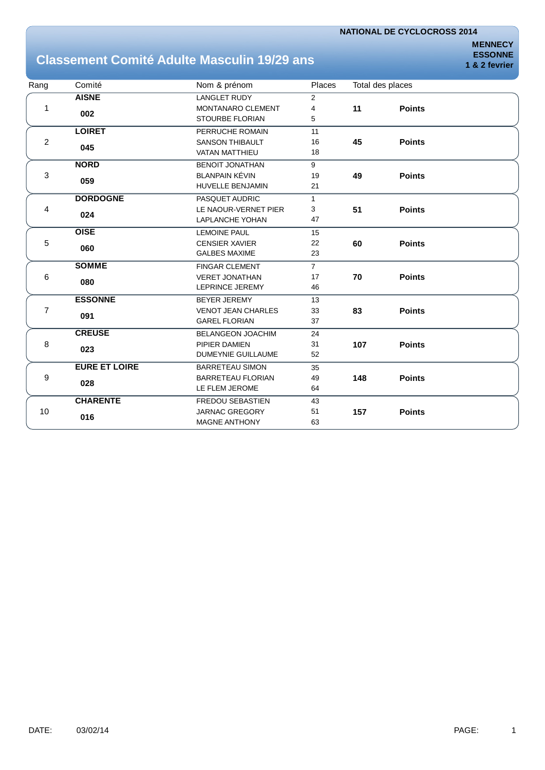NATIONAL DE CYCLOCROSS 2014

**MENNECY**
**ESSONNE**
**1 & 2 fevrier**

# Classement Comité Adulte Masculin 19/29 ans

| Rang | Comité | Nom & prénom | Places | Total des places | |
|---|---|---|---|---|---|
| 1 | **AISNE** **002** | LANGLET RUDY | 2 | **11** | **Points** |
| | | MONTANARO CLEMENT | 4 | | |
| | | STOURBE FLORIAN | 5 | | |
| 2 | **LOIRET** **045** | PERRUCHE ROMAIN | 11 | **45** | **Points** |
| | | SANSON THIBAULT | 16 | | |
| | | VATAN MATTHIEU | 18 | | |
| 3 | **NORD** **059** | BENOIT JONATHAN | 9 | **49** | **Points** |
| | | BLANPAIN KÉVIN | 19 | | |
| | | HUVELLE BENJAMIN | 21 | | |
| 4 | **DORDOGNE** **024** | PASQUET AUDRIC | 1 | **51** | **Points** |
| | | LE NAOUR-VERNET PIER | 3 | | |
| | | LAPLANCHE YOHAN | 47 | | |
| 5 | **OISE** **060** | LEMOINE PAUL | 15 | **60** | **Points** |
| | | CENSIER XAVIER | 22 | | |
| | | GALBES MAXIME | 23 | | |
| 6 | **SOMME** **080** | FINGAR CLEMENT | 7 | **70** | **Points** |
| | | VERET JONATHAN | 17 | | |
| | | LEPRINCE JEREMY | 46 | | |
| 7 | **ESSONNE** **091** | BEYER JEREMY | 13 | **83** | **Points** |
| | | VENOT JEAN CHARLES | 33 | | |
| | | GAREL FLORIAN | 37 | | |
| 8 | **CREUSE** **023** | BELANGEON JOACHIM | 24 | **107** | **Points** |
| | | PIPIER DAMIEN | 31 | | |
| | | DUMEYNIE GUILLAUME | 52 | | |
| 9 | **EURE ET LOIRE** **028** | BARRETEAU SIMON | 35 | **148** | **Points** |
| | | BARRETEAU FLORIAN | 49 | | |
| | | LE FLEM JEROME | 64 | | |
| 10 | **CHARENTE** **016** | FREDOU SEBASTIEN | 43 | **157** | **Points** |
| | | JARNAC GREGORY | 51 | | |
| | | MAGNE ANTHONY | 63 | | |

DATE: 03/02/14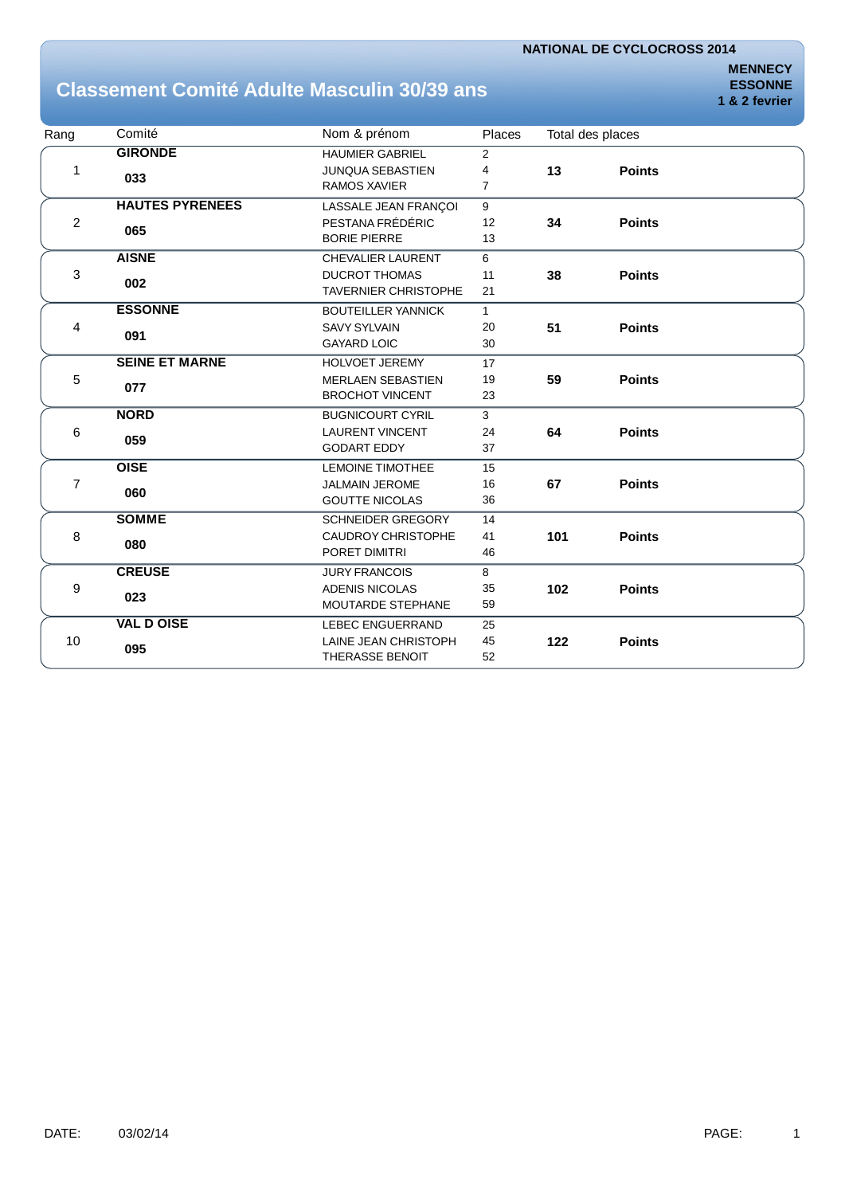**NATIONAL DE CYCLOCROSS 2014**

**MENNECY**
**ESSONNE**
**1 & 2 fevrier**

# Classement Comité Adulte Masculin 30/39 ans

| Rang | Comité | Nom & prénom | Places | Total des places | |
|---|---|---|---|---|---|
| 1 | **GIRONDE** **033** | HAUMIER GABRIEL | 2 | **13** | **Points** |
| | | JUNQUA SEBASTIEN | 4 | | |
| | | RAMOS XAVIER | 7 | | |
| 2 | **HAUTES PYRENEES** **065** | LASSALE JEAN FRANÇOI | 9 | **34** | **Points** |
| | | PESTANA FRÉDÉRIC | 12 | | |
| | | BORIE PIERRE | 13 | | |
| 3 | **AISNE** **002** | CHEVALIER LAURENT | 6 | **38** | **Points** |
| | | DUCROT THOMAS | 11 | | |
| | | TAVERNIER CHRISTOPHE | 21 | | |
| 4 | **ESSONNE** **091** | BOUTEILLER YANNICK | 1 | **51** | **Points** |
| | | SAVY SYLVAIN | 20 | | |
| | | GAYARD LOIC | 30 | | |
| 5 | **SEINE ET MARNE** **077** | HOLVOET JEREMY | 17 | **59** | **Points** |
| | | MERLAEN SEBASTIEN | 19 | | |
| | | BROCHOT VINCENT | 23 | | |
| 6 | **NORD** **059** | BUGNICOURT CYRIL | 3 | **64** | **Points** |
| | | LAURENT VINCENT | 24 | | |
| | | GODART EDDY | 37 | | |
| 7 | **OISE** **060** | LEMOINE TIMOTHEE | 15 | **67** | **Points** |
| | | JALMAIN JEROME | 16 | | |
| | | GOUTTE NICOLAS | 36 | | |
| 8 | **SOMME** **080** | SCHNEIDER GREGORY | 14 | **101** | **Points** |
| | | CAUDROY CHRISTOPHE | 41 | | |
| | | PORET DIMITRI | 46 | | |
| 9 | **CREUSE** **023** | JURY FRANCOIS | 8 | **102** | **Points** |
| | | ADENIS NICOLAS | 35 | | |
| | | MOUTARDE STEPHANE | 59 | | |
| 10 | **VAL D OISE** **095** | LEBEC ENGUERRAND | 25 | **122** | **Points** |
| | | LAINE JEAN CHRISTOPH | 45 | | |
| | | THERASSE BENOIT | 52 | | |

DATE: 03/02/14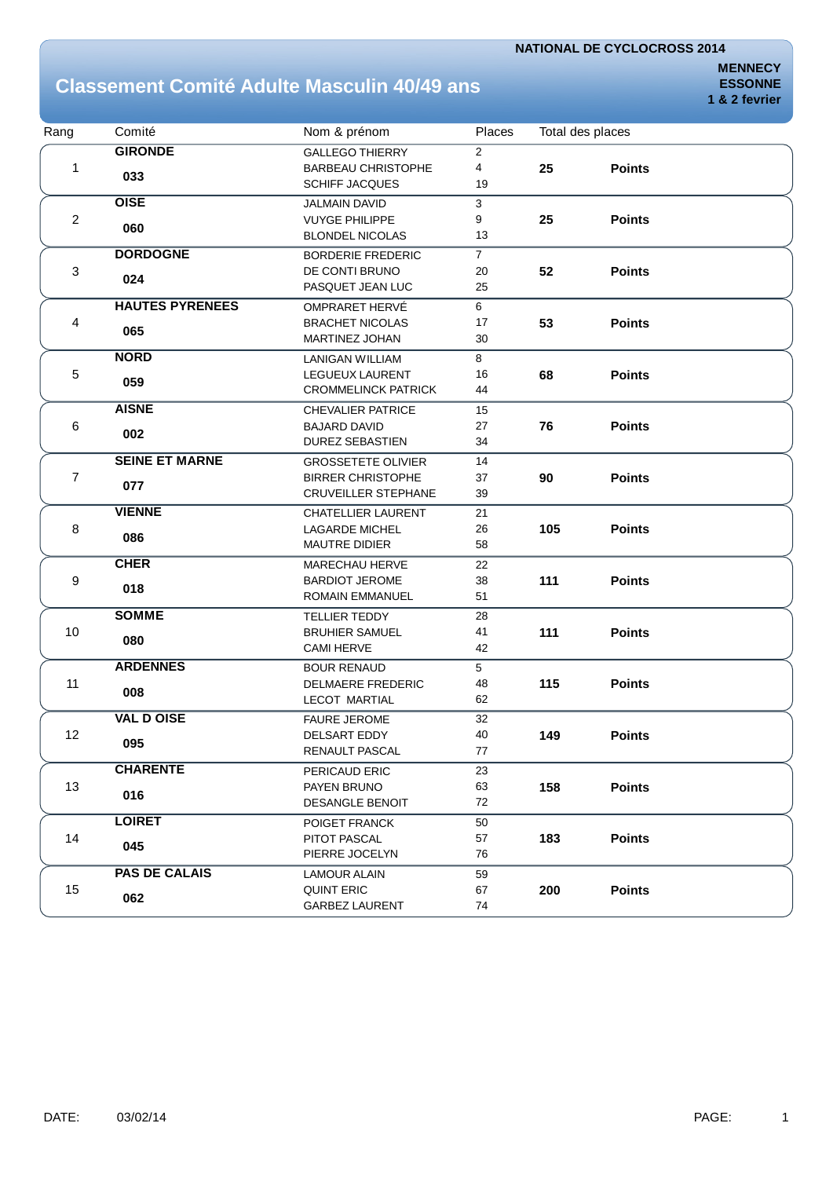**NATIONAL DE CYCLOCROSS 2014**

**MENNECY**
**ESSONNE**
**1 & 2 fevrier**

# Classement Comité Adulte Masculin 40/49 ans

| Rang | Comité | Nom & prénom | Places | Total des places | |
|---|---|---|---|---|---|
| 1 | **GIRONDE** **033** | GALLEGO THIERRY<br>BARBEAU CHRISTOPHE<br>SCHIFF JACQUES | 2<br>4<br>19 | **25** | **Points** |
| 2 | **OISE** **060** | JALMAIN DAVID<br>VUYGE PHILIPPE<br>BLONDEL NICOLAS | 3<br>9<br>13 | **25** | **Points** |
| 3 | **DORDOGNE** **024** | BORDERIE FREDERIC<br>DE CONTI BRUNO<br>PASQUET JEAN LUC | 7<br>20<br>25 | **52** | **Points** |
| 4 | **HAUTES PYRENEES** **065** | OMPRARET HERVÉ<br>BRACHET NICOLAS<br>MARTINEZ JOHAN | 6<br>17<br>30 | **53** | **Points** |
| 5 | **NORD** **059** | LANIGAN WILLIAM<br>LEGUEUX LAURENT<br>CROMMELINCK PATRICK | 8<br>16<br>44 | **68** | **Points** |
| 6 | **AISNE** **002** | CHEVALIER PATRICE<br>BAJARD DAVID<br>DUREZ SEBASTIEN | 15<br>27<br>34 | **76** | **Points** |
| 7 | **SEINE ET MARNE** **077** | GROSSETETE OLIVIER<br>BIRRER CHRISTOPHE<br>CRUVEILLER STEPHANE | 14<br>37<br>39 | **90** | **Points** |
| 8 | **VIENNE** **086** | CHATELLIER LAURENT<br>LAGARDE MICHEL<br>MAUTRE DIDIER | 21<br>26<br>58 | **105** | **Points** |
| 9 | **CHER** **018** | MARECHAU HERVE<br>BARDIOT JEROME<br>ROMAIN EMMANUEL | 22<br>38<br>51 | **111** | **Points** |
| 10 | **SOMME** **080** | TELLIER TEDDY<br>BRUHIER SAMUEL<br>CAMI HERVE | 28<br>41<br>42 | **111** | **Points** |
| 11 | **ARDENNES** **008** | BOUR RENAUD<br>DELMAERE FREDERIC<br>LECOT MARTIAL | 5<br>48<br>62 | **115** | **Points** |
| 12 | **VAL D OISE** **095** | FAURE JEROME<br>DELSART EDDY<br>RENAULT PASCAL | 32<br>40<br>77 | **149** | **Points** |
| 13 | **CHARENTE** **016** | PERICAUD ERIC<br>PAYEN BRUNO<br>DESANGLE BENOIT | 23<br>63<br>72 | **158** | **Points** |
| 14 | **LOIRET** **045** | POIGET FRANCK<br>PITOT PASCAL<br>PIERRE JOCELYN | 50<br>57<br>76 | **183** | **Points** |
| 15 | **PAS DE CALAIS** **062** | LAMOUR ALAIN<br>QUINT ERIC<br>GARBEZ LAURENT | 59<br>67<br>74 | **200** | **Points** |

DATE: 03/02/14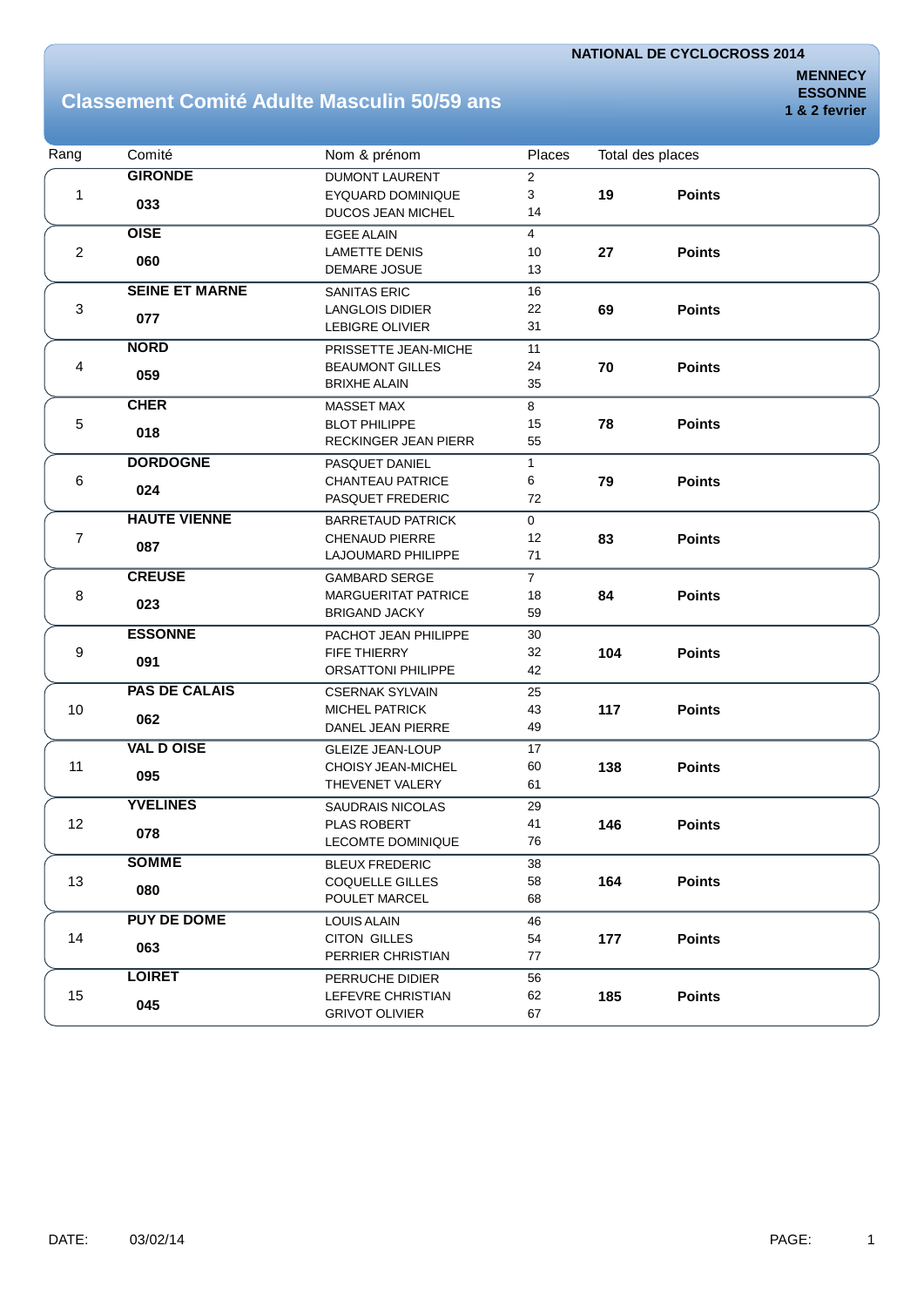**NATIONAL DE CYCLOCROSS 2014**

**MENNECY**
**ESSONNE**
**1 & 2 fevrier**

## Classement Comité Adulte Masculin 50/59 ans

| Rang | Comité | Nom & prénom | Places | Total des places | |
|---|---|---|---|---|---|
| 1 | **GIRONDE** **033** | DUMONT LAURENT<br>EYQUARD DOMINIQUE<br>DUCOS JEAN MICHEL | 2<br>3<br>14 | **19** | **Points** |
| 2 | **OISE** **060** | EGEE ALAIN<br>LAMETTE DENIS<br>DEMARE JOSUE | 4<br>10<br>13 | **27** | **Points** |
| 3 | **SEINE ET MARNE** **077** | SANITAS ERIC<br>LANGLOIS DIDIER<br>LEBIGRE OLIVIER | 16<br>22<br>31 | **69** | **Points** |
| 4 | **NORD** **059** | PRISSETTE JEAN-MICHE<br>BEAUMONT GILLES<br>BRIXHE ALAIN | 11<br>24<br>35 | **70** | **Points** |
| 5 | **CHER** **018** | MASSET MAX<br>BLOT PHILIPPE<br>RECKINGER JEAN PIERR | 8<br>15<br>55 | **78** | **Points** |
| 6 | **DORDOGNE** **024** | PASQUET DANIEL<br>CHANTEAU PATRICE<br>PASQUET FREDERIC | 1<br>6<br>72 | **79** | **Points** |
| 7 | **HAUTE VIENNE** **087** | BARRETAUD PATRICK<br>CHENAUD PIERRE<br>LAJOUMARD PHILIPPE | 0<br>12<br>71 | **83** | **Points** |
| 8 | **CREUSE** **023** | GAMBARD SERGE<br>MARGUERITAT PATRICE<br>BRIGAND JACKY | 7<br>18<br>59 | **84** | **Points** |
| 9 | **ESSONNE** **091** | PACHOT JEAN PHILIPPE<br>FIFE THIERRY<br>ORSATTONI PHILIPPE | 30<br>32<br>42 | **104** | **Points** |
| 10 | **PAS DE CALAIS** **062** | CSERNAK SYLVAIN<br>MICHEL PATRICK<br>DANEL JEAN PIERRE | 25<br>43<br>49 | **117** | **Points** |
| 11 | **VAL D OISE** **095** | GLEIZE JEAN-LOUP<br>CHOISY JEAN-MICHEL<br>THEVENET VALERY | 17<br>60<br>61 | **138** | **Points** |
| 12 | **YVELINES** **078** | SAUDRAIS NICOLAS<br>PLAS ROBERT<br>LECOMTE DOMINIQUE | 29<br>41<br>76 | **146** | **Points** |
| 13 | **SOMME** **080** | BLEUX FREDERIC<br>COQUELLE GILLES<br>POULET MARCEL | 38<br>58<br>68 | **164** | **Points** |
| 14 | **PUY DE DOME** **063** | LOUIS ALAIN<br>CITON GILLES<br>PERRIER CHRISTIAN | 46<br>54<br>77 | **177** | **Points** |
| 15 | **LOIRET** **045** | PERRUCHE DIDIER<br>LEFEVRE CHRISTIAN<br>GRIVOT OLIVIER | 56<br>62<br>67 | **185** | **Points** |

DATE: 03/02/14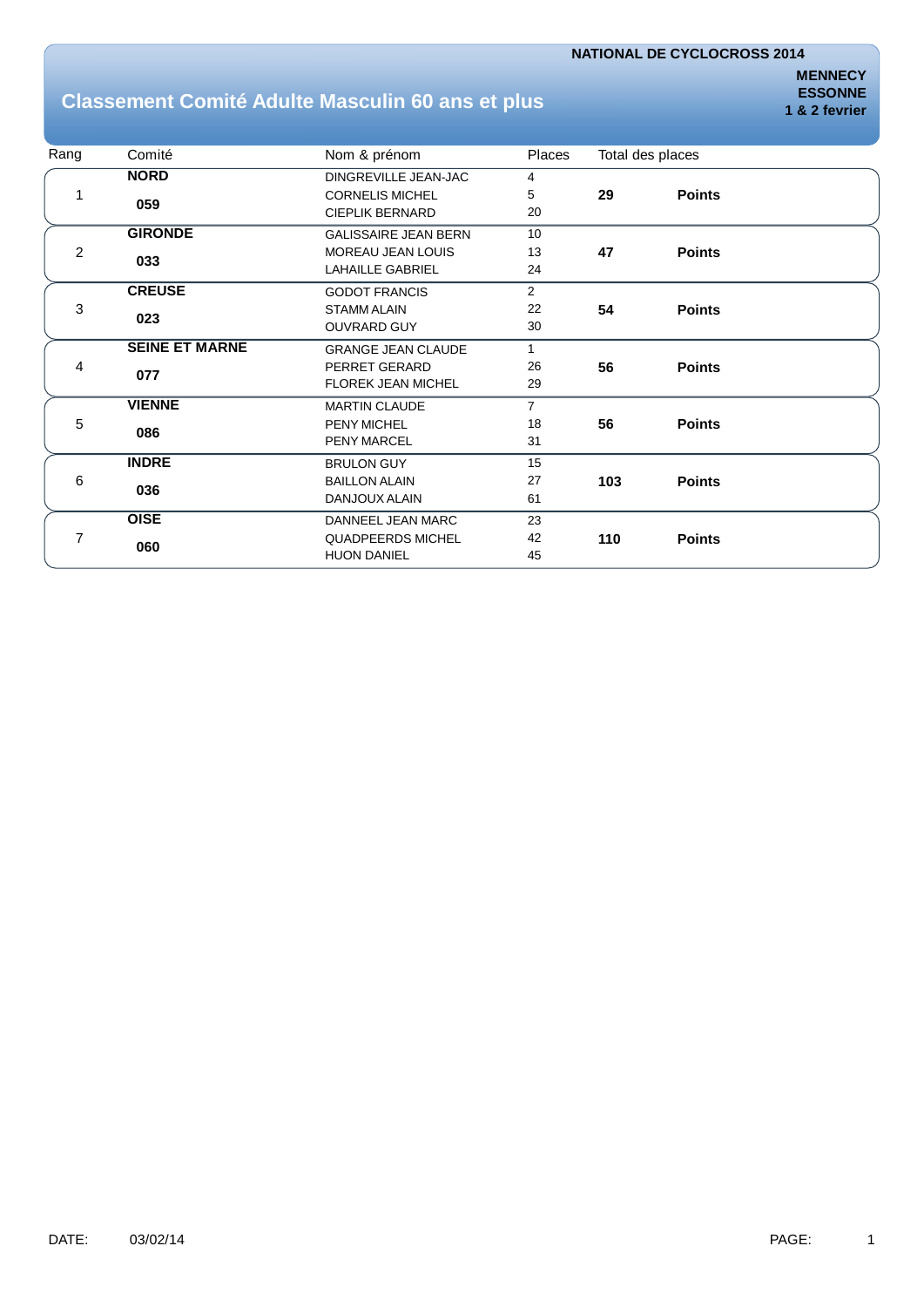NATIONAL DE CYCLOCROSS 2014

MENNECY
ESSONNE
1 & 2 fevrier

## Classement Comité Adulte Masculin 60 ans et plus

| Rang | Comité | Nom & prénom | Places | Total des places | |
|---|---|---|---|---|---|
| 1 | **NORD** **059** | DINGREVILLE JEAN-JAC | 4 | **29** | **Points** |
| | | CORNELIS MICHEL | 5 | | |
| | | CIEPLIK BERNARD | 20 | | |
| 2 | **GIRONDE** **033** | GALISSAIRE JEAN BERN | 10 | **47** | **Points** |
| | | MOREAU JEAN LOUIS | 13 | | |
| | | LAHAILLE GABRIEL | 24 | | |
| 3 | **CREUSE** **023** | GODOT FRANCIS | 2 | **54** | **Points** |
| | | STAMM ALAIN | 22 | | |
| | | OUVRARD GUY | 30 | | |
| 4 | **SEINE ET MARNE** **077** | GRANGE JEAN CLAUDE | 1 | **56** | **Points** |
| | | PERRET GERARD | 26 | | |
| | | FLOREK JEAN MICHEL | 29 | | |
| 5 | **VIENNE** **086** | MARTIN CLAUDE | 7 | **56** | **Points** |
| | | PENY MICHEL | 18 | | |
| | | PENY MARCEL | 31 | | |
| 6 | **INDRE** **036** | BRULON GUY | 15 | **103** | **Points** |
| | | BAILLON ALAIN | 27 | | |
| | | DANJOUX ALAIN | 61 | | |
| 7 | **OISE** **060** | DANNEEL JEAN MARC | 23 | **110** | **Points** |
| | | QUADPEERDS MICHEL | 42 | | |
| | | HUON DANIEL | 45 | | |

DATE: 03/02/14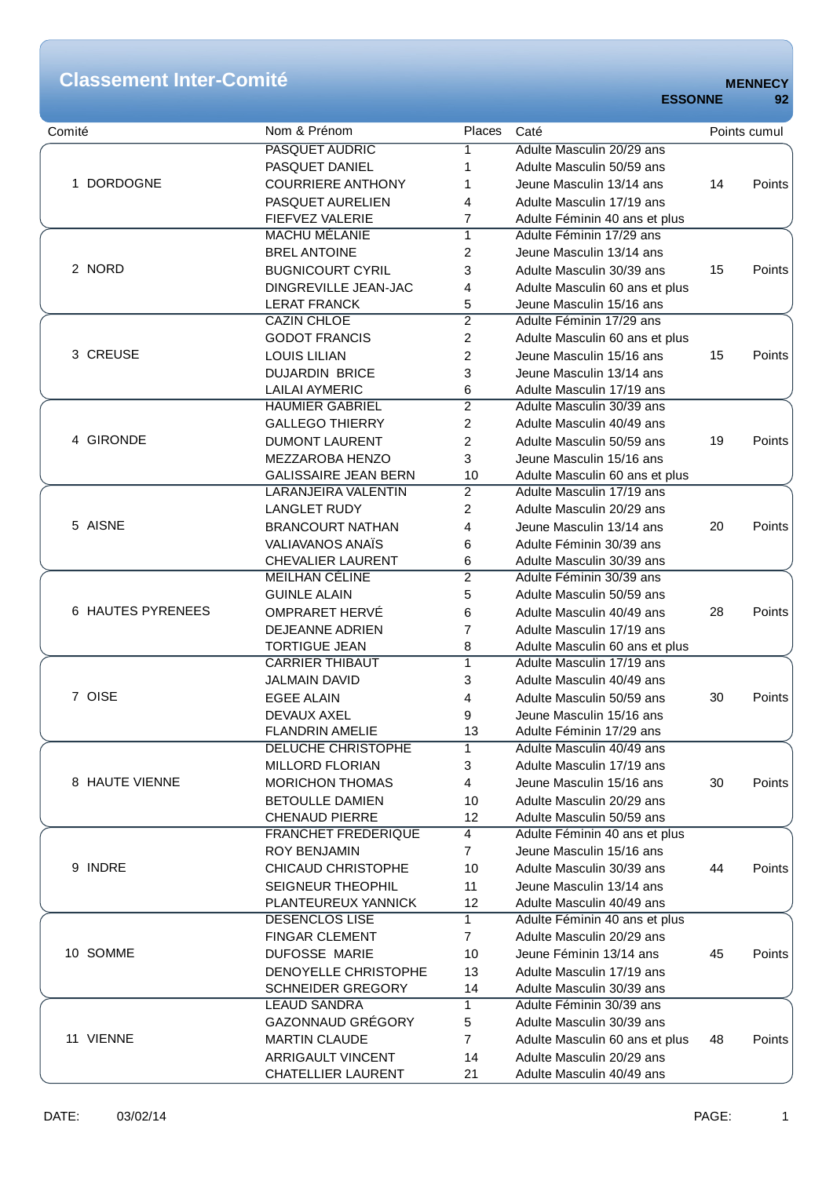# Classement Inter-Comité

**MENNECY**
**ESSONNE** **92**

| Comité | Nom & Prénom | Places | Caté | Points cumul |
|---|---|---|---|---|
| 1 DORDOGNE | PASQUET AUDRIC | 1 | Adulte Masculin 20/29 ans | 14 Points |
| | PASQUET DANIEL | 1 | Adulte Masculin 50/59 ans | |
| | COURRIERE ANTHONY | 1 | Jeune Masculin 13/14 ans | |
| | PASQUET AURELIEN | 4 | Adulte Masculin 17/19 ans | |
| | FIEFVEZ VALERIE | 7 | Adulte Féminin 40 ans et plus | |
| 2 NORD | MACHU MÉLANIE | 1 | Adulte Féminin 17/29 ans | 15 Points |
| | BREL ANTOINE | 2 | Jeune Masculin 13/14 ans | |
| | BUGNICOURT CYRIL | 3 | Adulte Masculin 30/39 ans | |
| | DINGREVILLE JEAN-JAC | 4 | Adulte Masculin 60 ans et plus | |
| | LERAT FRANCK | 5 | Jeune Masculin 15/16 ans | |
| 3 CREUSE | CAZIN CHLOE | 2 | Adulte Féminin 17/29 ans | 15 Points |
| | GODOT FRANCIS | 2 | Adulte Masculin 60 ans et plus | |
| | LOUIS LILIAN | 2 | Jeune Masculin 15/16 ans | |
| | DUJARDIN BRICE | 3 | Jeune Masculin 13/14 ans | |
| | LAILAI AYMERIC | 6 | Adulte Masculin 17/19 ans | |
| 4 GIRONDE | HAUMIER GABRIEL | 2 | Adulte Masculin 30/39 ans | 19 Points |
| | GALLEGO THIERRY | 2 | Adulte Masculin 40/49 ans | |
| | DUMONT LAURENT | 2 | Adulte Masculin 50/59 ans | |
| | MEZZAROBA HENZO | 3 | Jeune Masculin 15/16 ans | |
| | GALISSAIRE JEAN BERN | 10 | Adulte Masculin 60 ans et plus | |
| 5 AISNE | LARANJEIRA VALENTIN | 2 | Adulte Masculin 17/19 ans | 20 Points |
| | LANGLET RUDY | 2 | Adulte Masculin 20/29 ans | |
| | BRANCOURT NATHAN | 4 | Jeune Masculin 13/14 ans | |
| | VALIAVANOS ANAÏS | 6 | Adulte Féminin 30/39 ans | |
| | CHEVALIER LAURENT | 6 | Adulte Masculin 30/39 ans | |
| 6 HAUTES PYRENEES | MEILHAN CÉLINE | 2 | Adulte Féminin 30/39 ans | 28 Points |
| | GUINLE ALAIN | 5 | Adulte Masculin 50/59 ans | |
| | OMPRARET HERVÉ | 6 | Adulte Masculin 40/49 ans | |
| | DEJEANNE ADRIEN | 7 | Adulte Masculin 17/19 ans | |
| | TORTIGUE JEAN | 8 | Adulte Masculin 60 ans et plus | |
| 7 OISE | CARRIER THIBAUT | 1 | Adulte Masculin 17/19 ans | 30 Points |
| | JALMAIN DAVID | 3 | Adulte Masculin 40/49 ans | |
| | EGEE ALAIN | 4 | Adulte Masculin 50/59 ans | |
| | DEVAUX AXEL | 9 | Jeune Masculin 15/16 ans | |
| | FLANDRIN AMELIE | 13 | Adulte Féminin 17/29 ans | |
| 8 HAUTE VIENNE | DELUCHE CHRISTOPHE | 1 | Adulte Masculin 40/49 ans | 30 Points |
| | MILLORD FLORIAN | 3 | Adulte Masculin 17/19 ans | |
| | MORICHON THOMAS | 4 | Jeune Masculin 15/16 ans | |
| | BETOULLE DAMIEN | 10 | Adulte Masculin 20/29 ans | |
| | CHENAUD PIERRE | 12 | Adulte Masculin 50/59 ans | |
| 9 INDRE | FRANCHET FREDERIQUE | 4 | Adulte Féminin 40 ans et plus | 44 Points |
| | ROY BENJAMIN | 7 | Jeune Masculin 15/16 ans | |
| | CHICAUD CHRISTOPHE | 10 | Adulte Masculin 30/39 ans | |
| | SEIGNEUR THEOPHIL | 11 | Jeune Masculin 13/14 ans | |
| | PLANTEUREUX YANNICK | 12 | Adulte Masculin 40/49 ans | |
| 10 SOMME | DESENCLOS LISE | 1 | Adulte Féminin 40 ans et plus | 45 Points |
| | FINGAR CLEMENT | 7 | Adulte Masculin 20/29 ans | |
| | DUFOSSE MARIE | 10 | Jeune Féminin 13/14 ans | |
| | DENOYELLE CHRISTOPHE | 13 | Adulte Masculin 17/19 ans | |
| | SCHNEIDER GREGORY | 14 | Adulte Masculin 30/39 ans | |
| 11 VIENNE | LEAUD SANDRA | 1 | Adulte Féminin 30/39 ans | 48 Points |
| | GAZONNAUD GRÉGORY | 5 | Adulte Masculin 30/39 ans | |
| | MARTIN CLAUDE | 7 | Adulte Masculin 60 ans et plus | |
| | ARRIGAULT VINCENT | 14 | Adulte Masculin 20/29 ans | |
| | CHATELLIER LAURENT | 21 | Adulte Masculin 40/49 ans | |

DATE: 03/02/14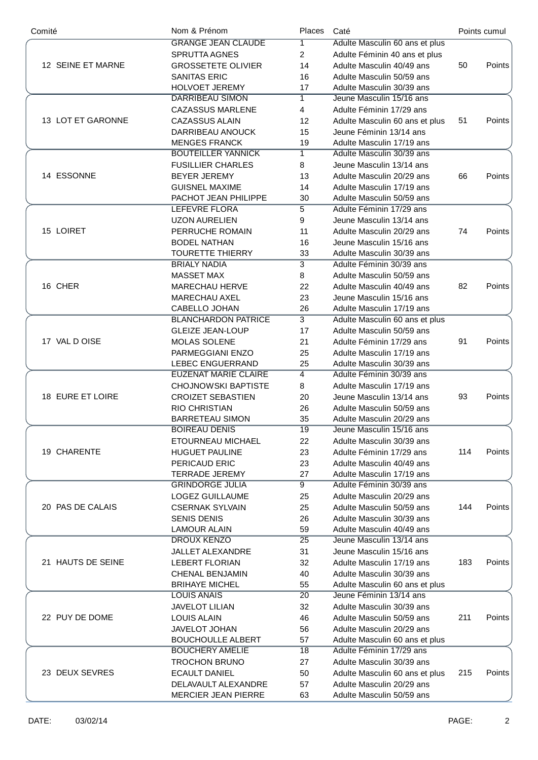| Comité | Nom & Prénom | Places | Caté | Points cumul | |
|---|---|---|---|---|---|
| 12 SEINE ET MARNE | GRANGE JEAN CLAUDE | 1 | Adulte Masculin 60 ans et plus | 50 | Points |
| | SPRUTTA AGNES | 2 | Adulte Féminin 40 ans et plus | | |
| | GROSSETETE OLIVIER | 14 | Adulte Masculin 40/49 ans | | |
| | SANITAS ERIC | 16 | Adulte Masculin 50/59 ans | | |
| | HOLVOET JEREMY | 17 | Adulte Masculin 30/39 ans | | |
| 13 LOT ET GARONNE | DARRIBEAU SIMON | 1 | Jeune Masculin 15/16 ans | 51 | Points |
| | CAZASSUS MARLENE | 4 | Adulte Féminin 17/29 ans | | |
| | CAZASSUS ALAIN | 12 | Adulte Masculin 60 ans et plus | | |
| | DARRIBEAU ANOUCK | 15 | Jeune Féminin 13/14 ans | | |
| | MENGES FRANCK | 19 | Adulte Masculin 17/19 ans | | |
| 14 ESSONNE | BOUTEILLER YANNICK | 1 | Adulte Masculin 30/39 ans | 66 | Points |
| | FUSILLIER CHARLES | 8 | Jeune Masculin 13/14 ans | | |
| | BEYER JEREMY | 13 | Adulte Masculin 20/29 ans | | |
| | GUISNEL MAXIME | 14 | Adulte Masculin 17/19 ans | | |
| | PACHOT JEAN PHILIPPE | 30 | Adulte Masculin 50/59 ans | | |
| 15 LOIRET | LEFEVRE FLORA | 5 | Adulte Féminin 17/29 ans | 74 | Points |
| | UZON AURELIEN | 9 | Jeune Masculin 13/14 ans | | |
| | PERRUCHE ROMAIN | 11 | Adulte Masculin 20/29 ans | | |
| | BODEL NATHAN | 16 | Jeune Masculin 15/16 ans | | |
| | TOURETTE THIERRY | 33 | Adulte Masculin 30/39 ans | | |
| 16 CHER | BRIALY NADIA | 3 | Adulte Féminin 30/39 ans | 82 | Points |
| | MASSET MAX | 8 | Adulte Masculin 50/59 ans | | |
| | MARECHAU HERVE | 22 | Adulte Masculin 40/49 ans | | |
| | MARECHAU AXEL | 23 | Jeune Masculin 15/16 ans | | |
| | CABELLO JOHAN | 26 | Adulte Masculin 17/19 ans | | |
| 17 VAL D OISE | BLANCHARDON PATRICE | 3 | Adulte Masculin 60 ans et plus | 91 | Points |
| | GLEIZE JEAN-LOUP | 17 | Adulte Masculin 50/59 ans | | |
| | MOLAS SOLENE | 21 | Adulte Féminin 17/29 ans | | |
| | PARMEGGIANI ENZO | 25 | Adulte Masculin 17/19 ans | | |
| | LEBEC ENGUERRAND | 25 | Adulte Masculin 30/39 ans | | |
| 18 EURE ET LOIRE | EUZENAT MARIE CLAIRE | 4 | Adulte Féminin 30/39 ans | 93 | Points |
| | CHOJNOWSKI BAPTISTE | 8 | Adulte Masculin 17/19 ans | | |
| | CROIZET SEBASTIEN | 20 | Jeune Masculin 13/14 ans | | |
| | RIO CHRISTIAN | 26 | Adulte Masculin 50/59 ans | | |
| | BARRETEAU SIMON | 35 | Adulte Masculin 20/29 ans | | |
| 19 CHARENTE | BOIREAU DENIS | 19 | Jeune Masculin 15/16 ans | 114 | Points |
| | ETOURNEAU MICHAEL | 22 | Adulte Masculin 30/39 ans | | |
| | HUGUET PAULINE | 23 | Adulte Féminin 17/29 ans | | |
| | PERICAUD ERIC | 23 | Adulte Masculin 40/49 ans | | |
| | TERRADE JEREMY | 27 | Adulte Masculin 17/19 ans | | |
| 20 PAS DE CALAIS | GRINDORGE JULIA | 9 | Adulte Féminin 30/39 ans | 144 | Points |
| | LOGEZ GUILLAUME | 25 | Adulte Masculin 20/29 ans | | |
| | CSERNAK SYLVAIN | 25 | Adulte Masculin 50/59 ans | | |
| | SENIS DENIS | 26 | Adulte Masculin 30/39 ans | | |
| | LAMOUR ALAIN | 59 | Adulte Masculin 40/49 ans | | |
| 21 HAUTS DE SEINE | DROUX KENZO | 25 | Jeune Masculin 13/14 ans | 183 | Points |
| | JALLET ALEXANDRE | 31 | Jeune Masculin 15/16 ans | | |
| | LEBERT FLORIAN | 32 | Adulte Masculin 17/19 ans | | |
| | CHENAL BENJAMIN | 40 | Adulte Masculin 30/39 ans | | |
| | BRIHAYE MICHEL | 55 | Adulte Masculin 60 ans et plus | | |
| 22 PUY DE DOME | LOUIS ANAIS | 20 | Jeune Féminin 13/14 ans | 211 | Points |
| | JAVELOT LILIAN | 32 | Adulte Masculin 30/39 ans | | |
| | LOUIS ALAIN | 46 | Adulte Masculin 50/59 ans | | |
| | JAVELOT JOHAN | 56 | Adulte Masculin 20/29 ans | | |
| | BOUCHOULLE ALBERT | 57 | Adulte Masculin 60 ans et plus | | |
| 23 DEUX SEVRES | BOUCHERY AMELIE | 18 | Adulte Féminin 17/29 ans | 215 | Points |
| | TROCHON BRUNO | 27 | Adulte Masculin 30/39 ans | | |
| | ECAULT DANIEL | 50 | Adulte Masculin 60 ans et plus | | |
| | DELAVAULT ALEXANDRE | 57 | Adulte Masculin 20/29 ans | | |
| | MERCIER JEAN PIERRE | 63 | Adulte Masculin 50/59 ans | | |

DATE: 03/02/14